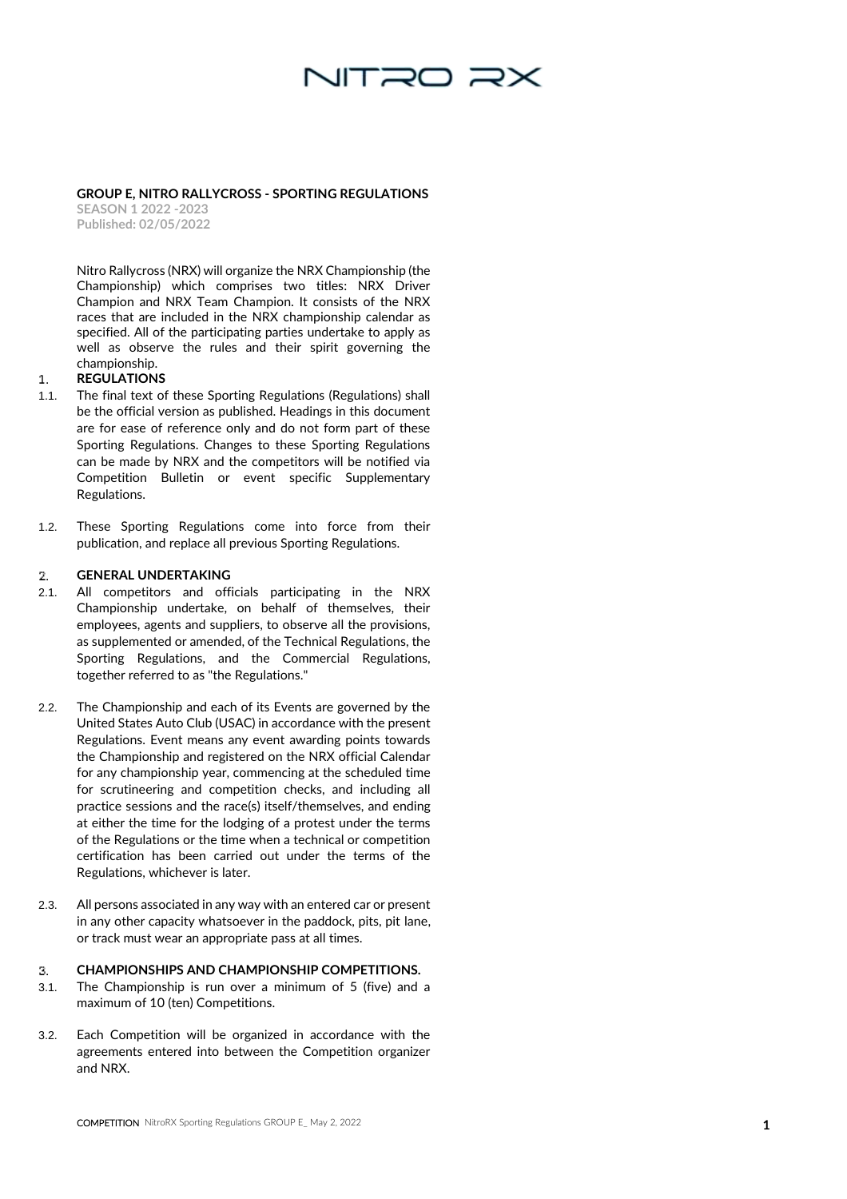**GROUP E, NITRO RALLYCROSS - SPORTING REGULATIONS**

**SEASON 1 2022 -2023**

**Published: 02/05/2022**

Nitro Rallycross (NRX) will organize the NRX Championship (the Championship) which comprises two titles: NRX Driver Champion and NRX Team Champion. It consists of the NRX races that are included in the NRX championship calendar as specified. All of the participating parties undertake to apply as well as observe the rules and their spirit governing the championship.

## 1. REGULATIONS

1.1. The final text of these Sporting Regulations (Regulations) shall be the official version as published. Headings in this document are for ease of reference only and do not form part of these Sporting Regulations. Changes to these Sporting Regulations can be made by NRX and the competitors will be notified via Competition Bulletin or event specific Supplementary Regulations.

1.2. These Sporting Regulations come into force from their publication, and replace all previous Sporting Regulations.

## 2. GENERAL UNDERTAKING

2.1. All competitors and officials participating in the NRX Championship undertake, on behalf of themselves, their employees, agents and suppliers, to observe all the provisions, as supplemented or amended, of the Technical Regulations, the Sporting Regulations, and the Commercial Regulations, together referred to as "the Regulations."

2.2. The Championship and each of its Events are governed by the United States Auto Club (USAC) in accordance with the present Regulations. Event means any event awarding points towards the Championship and registered on the NRX official Calendar for any championship year, commencing at the scheduled time for scrutineering and competition checks, and including all practice sessions and the race(s) itself/themselves, and ending at either the time for the lodging of a protest under the terms of the Regulations or the time when a technical or competition certification has been carried out under the terms of the Regulations, whichever is later.

2.3. All persons associated in any way with an entered car or present in any other capacity whatsoever in the paddock, pits, pit lane, or track must wear an appropriate pass at all times.

## 3. CHAMPIONSHIPS AND CHAMPIONSHIP COMPETITIONS.

3.1. The Championship is run over a minimum of 5 (five) and a maximum of 10 (ten) Competitions.

3.2. Each Competition will be organized in accordance with the agreements entered into between the Competition organizer and NRX.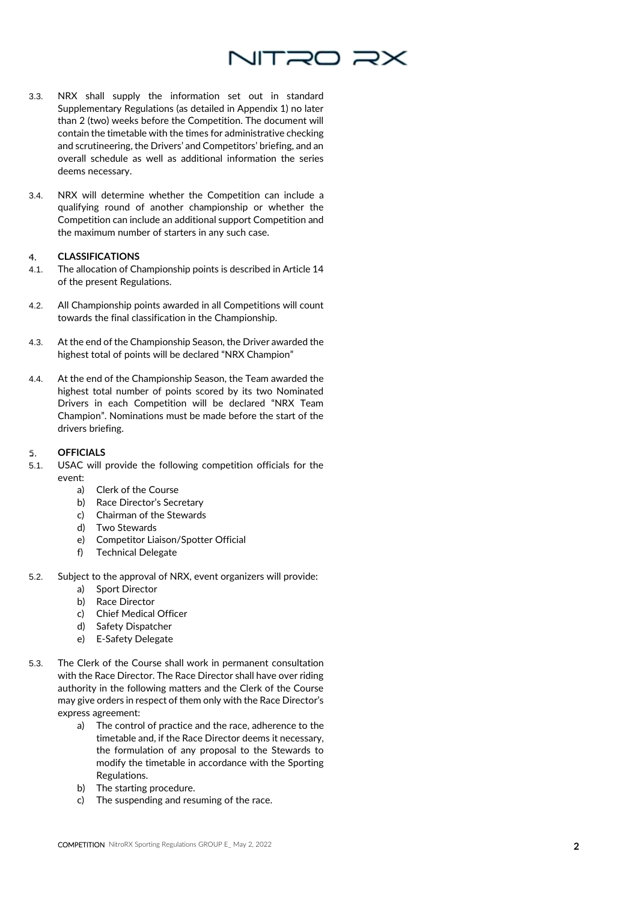3.3. NRX shall supply the information set out in standard Supplementary Regulations (as detailed in Appendix 1) no later than 2 (two) weeks before the Competition. The document will contain the timetable with the times for administrative checking and scrutineering, the Drivers' and Competitors' briefing, and an overall schedule as well as additional information the series deems necessary.

3.4. NRX will determine whether the Competition can include a qualifying round of another championship or whether the Competition can include an additional support Competition and the maximum number of starters in any such case.

## 4. CLASSIFICATIONS

4.1. The allocation of Championship points is described in Article 14 of the present Regulations.

4.2. All Championship points awarded in all Competitions will count towards the final classification in the Championship.

4.3. At the end of the Championship Season, the Driver awarded the highest total of points will be declared "NRX Champion"

4.4. At the end of the Championship Season, the Team awarded the highest total number of points scored by its two Nominated Drivers in each Competition will be declared "NRX Team Champion". Nominations must be made before the start of the drivers briefing.

## 5. OFFICIALS

5.1. USAC will provide the following competition officials for the event:

- a) Clerk of the Course
- b) Race Director's Secretary
- c) Chairman of the Stewards
- d) Two Stewards
- e) Competitor Liaison/Spotter Official
- f) Technical Delegate

5.2. Subject to the approval of NRX, event organizers will provide:

- a) Sport Director
- b) Race Director
- c) Chief Medical Officer
- d) Safety Dispatcher
- e) E-Safety Delegate

5.3. The Clerk of the Course shall work in permanent consultation with the Race Director. The Race Director shall have over riding authority in the following matters and the Clerk of the Course may give orders in respect of them only with the Race Director's express agreement:

- a) The control of practice and the race, adherence to the timetable and, if the Race Director deems it necessary, the formulation of any proposal to the Stewards to modify the timetable in accordance with the Sporting Regulations.
- b) The starting procedure.
- c) The suspending and resuming of the race.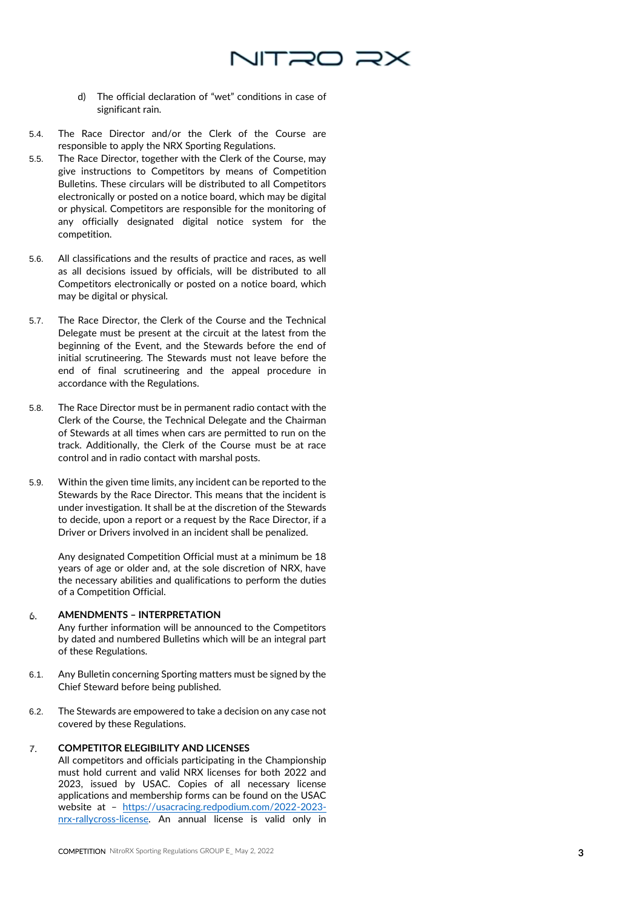d) The official declaration of "wet" conditions in case of significant rain.

5.4. The Race Director and/or the Clerk of the Course are responsible to apply the NRX Sporting Regulations.

5.5. The Race Director, together with the Clerk of the Course, may give instructions to Competitors by means of Competition Bulletins. These circulars will be distributed to all Competitors electronically or posted on a notice board, which may be digital or physical. Competitors are responsible for the monitoring of any officially designated digital notice system for the competition.

5.6. All classifications and the results of practice and races, as well as all decisions issued by officials, will be distributed to all Competitors electronically or posted on a notice board, which may be digital or physical.

5.7. The Race Director, the Clerk of the Course and the Technical Delegate must be present at the circuit at the latest from the beginning of the Event, and the Stewards before the end of initial scrutineering. The Stewards must not leave before the end of final scrutineering and the appeal procedure in accordance with the Regulations.

5.8. The Race Director must be in permanent radio contact with the Clerk of the Course, the Technical Delegate and the Chairman of Stewards at all times when cars are permitted to run on the track. Additionally, the Clerk of the Course must be at race control and in radio contact with marshal posts.

5.9. Within the given time limits, any incident can be reported to the Stewards by the Race Director. This means that the incident is under investigation. It shall be at the discretion of the Stewards to decide, upon a report or a request by the Race Director, if a Driver or Drivers involved in an incident shall be penalized.

Any designated Competition Official must at a minimum be 18 years of age or older and, at the sole discretion of NRX, have the necessary abilities and qualifications to perform the duties of a Competition Official.

## 6. AMENDMENTS – INTERPRETATION

Any further information will be announced to the Competitors by dated and numbered Bulletins which will be an integral part of these Regulations.

6.1. Any Bulletin concerning Sporting matters must be signed by the Chief Steward before being published.

6.2. The Stewards are empowered to take a decision on any case not covered by these Regulations.

## 7. COMPETITOR ELEGIBILITY AND LICENSES

All competitors and officials participating in the Championship must hold current and valid NRX licenses for both 2022 and 2023, issued by USAC. Copies of all necessary license applications and membership forms can be found on the USAC website at – [https://usacracing.redpodium.com/2022-2023-nrx-rallycross-license](https://usacracing.redpodium.com/2022-2023-nrx-rallycross-license). An annual license is valid only in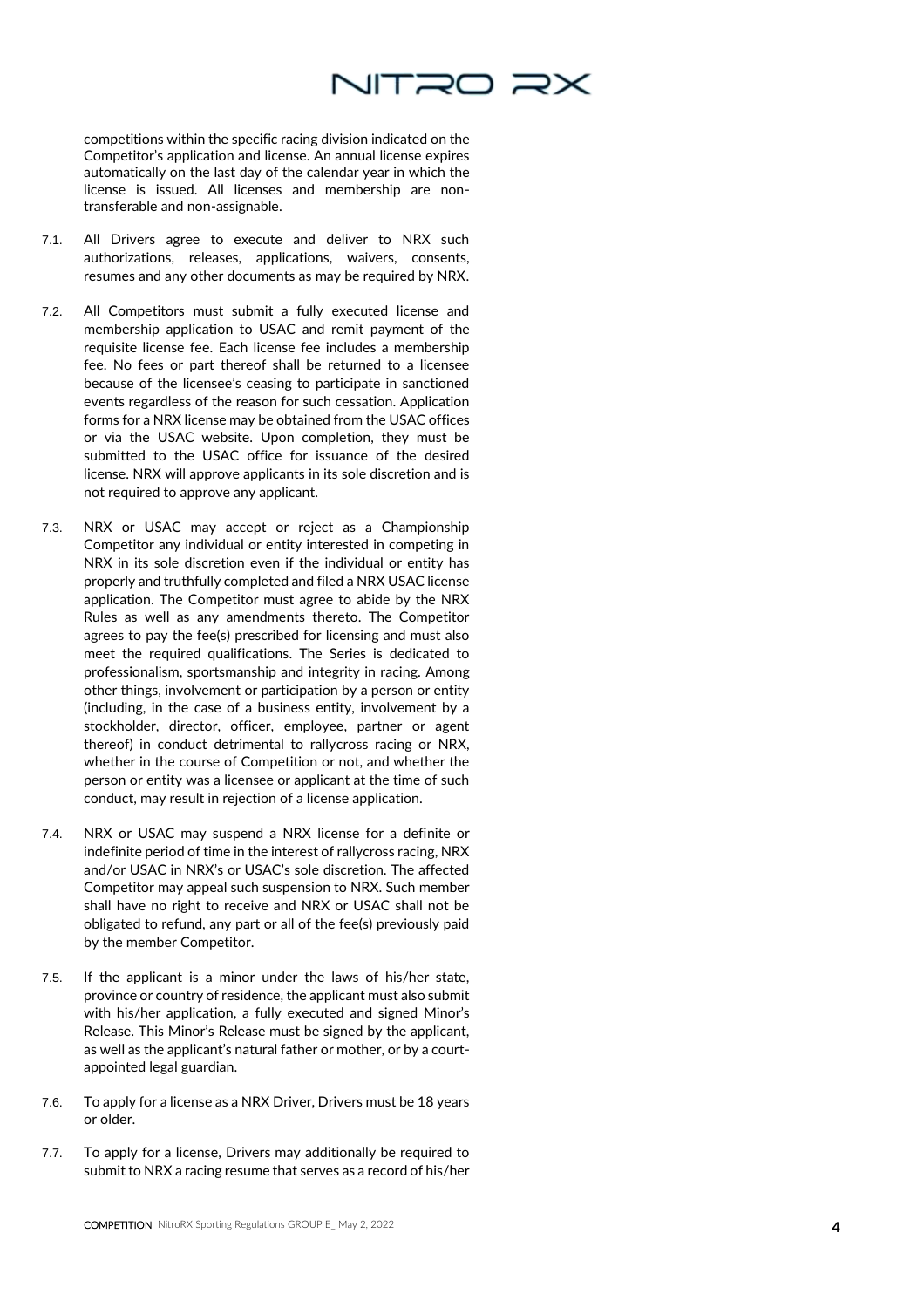competitions within the specific racing division indicated on the Competitor's application and license. An annual license expires automatically on the last day of the calendar year in which the license is issued. All licenses and membership are non-transferable and non-assignable.

7.1. All Drivers agree to execute and deliver to NRX such authorizations, releases, applications, waivers, consents, resumes and any other documents as may be required by NRX.

7.2. All Competitors must submit a fully executed license and membership application to USAC and remit payment of the requisite license fee. Each license fee includes a membership fee. No fees or part thereof shall be returned to a licensee because of the licensee's ceasing to participate in sanctioned events regardless of the reason for such cessation. Application forms for a NRX license may be obtained from the USAC offices or via the USAC website. Upon completion, they must be submitted to the USAC office for issuance of the desired license. NRX will approve applicants in its sole discretion and is not required to approve any applicant.

7.3. NRX or USAC may accept or reject as a Championship Competitor any individual or entity interested in competing in NRX in its sole discretion even if the individual or entity has properly and truthfully completed and filed a NRX USAC license application. The Competitor must agree to abide by the NRX Rules as well as any amendments thereto. The Competitor agrees to pay the fee(s) prescribed for licensing and must also meet the required qualifications. The Series is dedicated to professionalism, sportsmanship and integrity in racing. Among other things, involvement or participation by a person or entity (including, in the case of a business entity, involvement by a stockholder, director, officer, employee, partner or agent thereof) in conduct detrimental to rallycross racing or NRX, whether in the course of Competition or not, and whether the person or entity was a licensee or applicant at the time of such conduct, may result in rejection of a license application.

7.4. NRX or USAC may suspend a NRX license for a definite or indefinite period of time in the interest of rallycross racing, NRX and/or USAC in NRX's or USAC's sole discretion. The affected Competitor may appeal such suspension to NRX. Such member shall have no right to receive and NRX or USAC shall not be obligated to refund, any part or all of the fee(s) previously paid by the member Competitor.

7.5. If the applicant is a minor under the laws of his/her state, province or country of residence, the applicant must also submit with his/her application, a fully executed and signed Minor's Release. This Minor's Release must be signed by the applicant, as well as the applicant's natural father or mother, or by a court-appointed legal guardian.

7.6. To apply for a license as a NRX Driver, Drivers must be 18 years or older.

7.7. To apply for a license, Drivers may additionally be required to submit to NRX a racing resume that serves as a record of his/her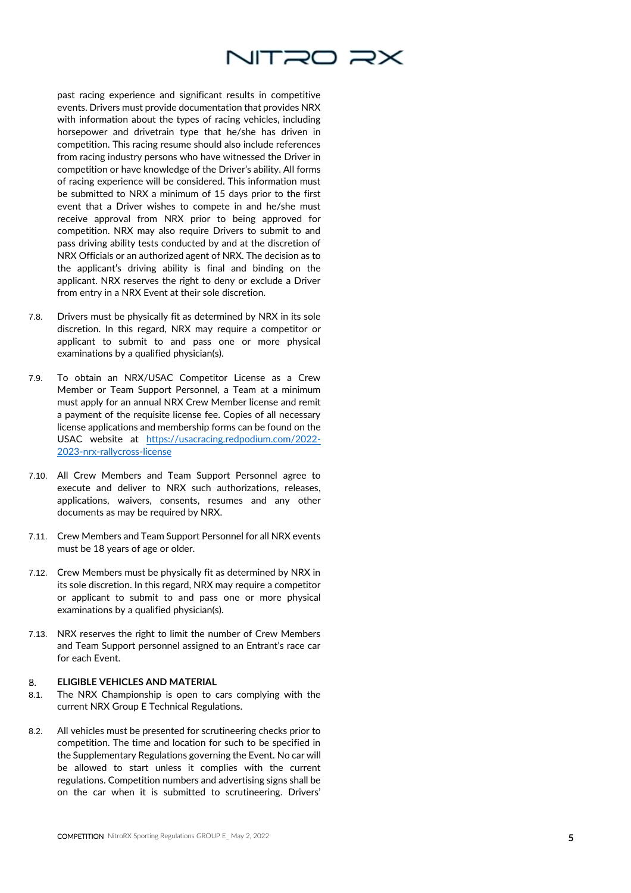past racing experience and significant results in competitive events. Drivers must provide documentation that provides NRX with information about the types of racing vehicles, including horsepower and drivetrain type that he/she has driven in competition. This racing resume should also include references from racing industry persons who have witnessed the Driver in competition or have knowledge of the Driver's ability. All forms of racing experience will be considered. This information must be submitted to NRX a minimum of 15 days prior to the first event that a Driver wishes to compete in and he/she must receive approval from NRX prior to being approved for competition. NRX may also require Drivers to submit to and pass driving ability tests conducted by and at the discretion of NRX Officials or an authorized agent of NRX. The decision as to the applicant's driving ability is final and binding on the applicant. NRX reserves the right to deny or exclude a Driver from entry in a NRX Event at their sole discretion.

7.8. Drivers must be physically fit as determined by NRX in its sole discretion. In this regard, NRX may require a competitor or applicant to submit to and pass one or more physical examinations by a qualified physician(s).

7.9. To obtain an NRX/USAC Competitor License as a Crew Member or Team Support Personnel, a Team at a minimum must apply for an annual NRX Crew Member license and remit a payment of the requisite license fee. Copies of all necessary license applications and membership forms can be found on the USAC website at [https://usacracing.redpodium.com/2022-2023-nrx-rallycross-license](https://usacracing.redpodium.com/2022-2023-nrx-rallycross-license)

7.10. All Crew Members and Team Support Personnel agree to execute and deliver to NRX such authorizations, releases, applications, waivers, consents, resumes and any other documents as may be required by NRX.

7.11. Crew Members and Team Support Personnel for all NRX events must be 18 years of age or older.

7.12. Crew Members must be physically fit as determined by NRX in its sole discretion. In this regard, NRX may require a competitor or applicant to submit to and pass one or more physical examinations by a qualified physician(s).

7.13. NRX reserves the right to limit the number of Crew Members and Team Support personnel assigned to an Entrant's race car for each Event.

## 8. ELIGIBLE VEHICLES AND MATERIAL

8.1. The NRX Championship is open to cars complying with the current NRX Group E Technical Regulations.

8.2. All vehicles must be presented for scrutineering checks prior to competition. The time and location for such to be specified in the Supplementary Regulations governing the Event. No car will be allowed to start unless it complies with the current regulations. Competition numbers and advertising signs shall be on the car when it is submitted to scrutineering. Drivers'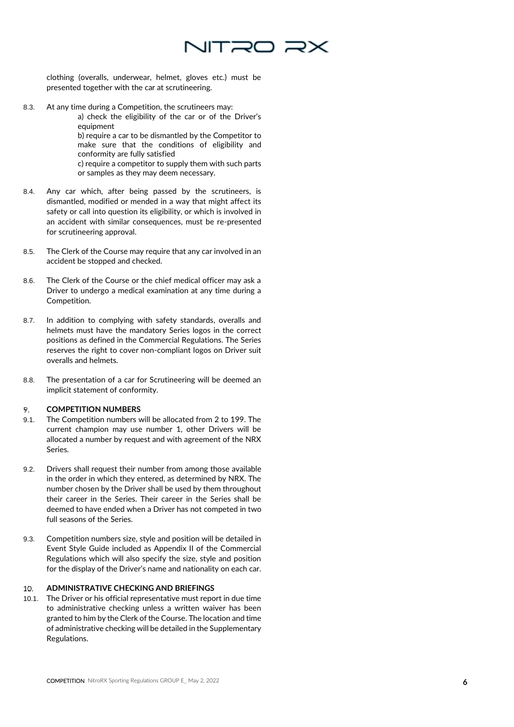clothing (overalls, underwear, helmet, gloves etc.) must be presented together with the car at scrutineering.

8.3. At any time during a Competition, the scrutineers may:

a) check the eligibility of the car or of the Driver's equipment

b) require a car to be dismantled by the Competitor to make sure that the conditions of eligibility and conformity are fully satisfied

c) require a competitor to supply them with such parts or samples as they may deem necessary.

8.4. Any car which, after being passed by the scrutineers, is dismantled, modified or mended in a way that might affect its safety or call into question its eligibility, or which is involved in an accident with similar consequences, must be re-presented for scrutineering approval.

8.5. The Clerk of the Course may require that any car involved in an accident be stopped and checked.

8.6. The Clerk of the Course or the chief medical officer may ask a Driver to undergo a medical examination at any time during a Competition.

8.7. In addition to complying with safety standards, overalls and helmets must have the mandatory Series logos in the correct positions as defined in the Commercial Regulations. The Series reserves the right to cover non-compliant logos on Driver suit overalls and helmets.

8.8. The presentation of a car for Scrutineering will be deemed an implicit statement of conformity.

## 9. COMPETITION NUMBERS

9.1. The Competition numbers will be allocated from 2 to 199. The current champion may use number 1, other Drivers will be allocated a number by request and with agreement of the NRX Series.

9.2. Drivers shall request their number from among those available in the order in which they entered, as determined by NRX. The number chosen by the Driver shall be used by them throughout their career in the Series. Their career in the Series shall be deemed to have ended when a Driver has not competed in two full seasons of the Series.

9.3. Competition numbers size, style and position will be detailed in Event Style Guide included as Appendix II of the Commercial Regulations which will also specify the size, style and position for the display of the Driver's name and nationality on each car.

## 10. ADMINISTRATIVE CHECKING AND BRIEFINGS

10.1. The Driver or his official representative must report in due time to administrative checking unless a written waiver has been granted to him by the Clerk of the Course. The location and time of administrative checking will be detailed in the Supplementary Regulations.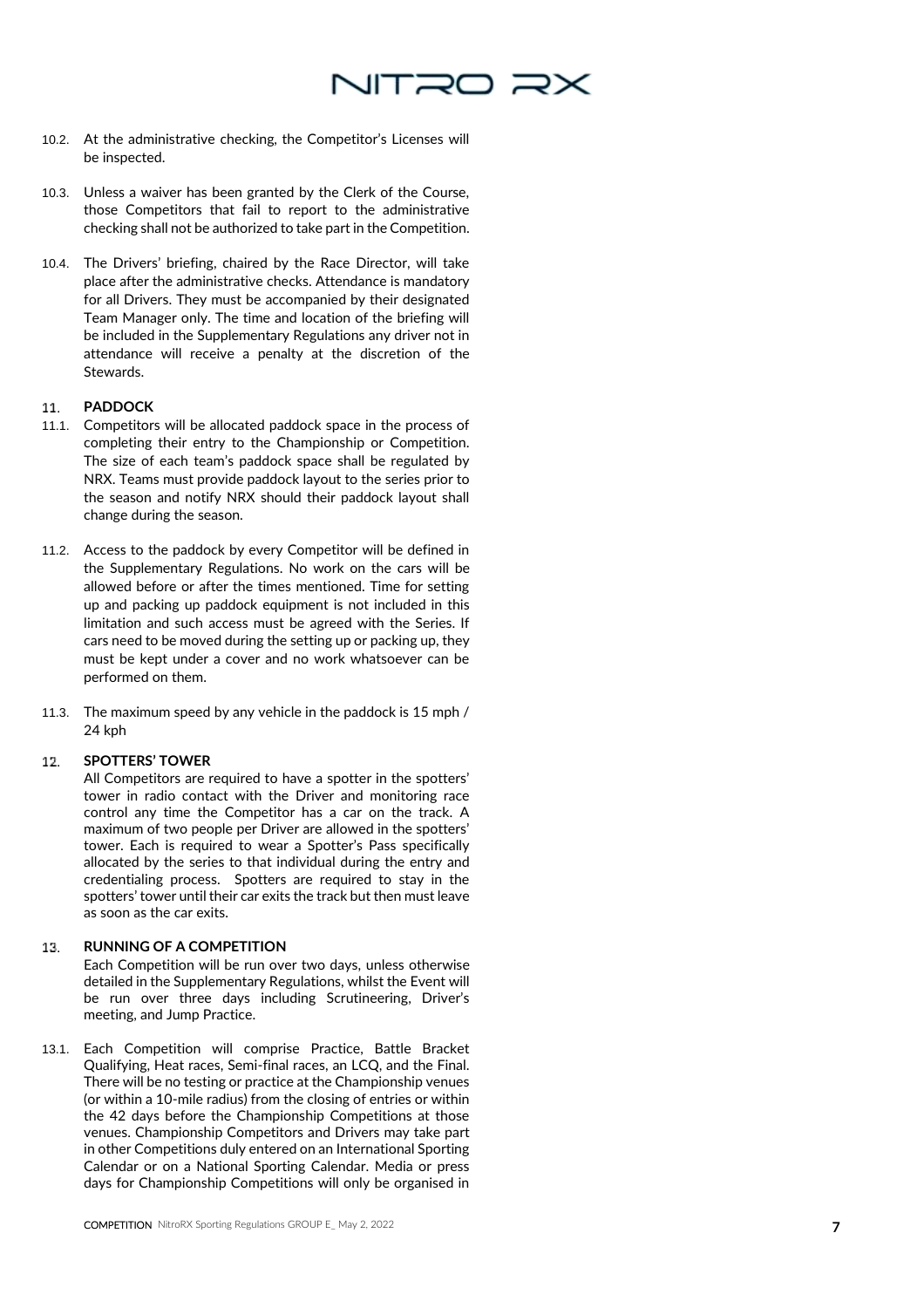10.2. At the administrative checking, the Competitor's Licenses will be inspected.

10.3. Unless a waiver has been granted by the Clerk of the Course, those Competitors that fail to report to the administrative checking shall not be authorized to take part in the Competition.

10.4. The Drivers' briefing, chaired by the Race Director, will take place after the administrative checks. Attendance is mandatory for all Drivers. They must be accompanied by their designated Team Manager only. The time and location of the briefing will be included in the Supplementary Regulations any driver not in attendance will receive a penalty at the discretion of the Stewards.

## 11. PADDOCK

11.1. Competitors will be allocated paddock space in the process of completing their entry to the Championship or Competition. The size of each team's paddock space shall be regulated by NRX. Teams must provide paddock layout to the series prior to the season and notify NRX should their paddock layout shall change during the season.

11.2. Access to the paddock by every Competitor will be defined in the Supplementary Regulations. No work on the cars will be allowed before or after the times mentioned. Time for setting up and packing up paddock equipment is not included in this limitation and such access must be agreed with the Series. If cars need to be moved during the setting up or packing up, they must be kept under a cover and no work whatsoever can be performed on them.

11.3. The maximum speed by any vehicle in the paddock is 15 mph / 24 kph

## 12. SPOTTERS' TOWER

All Competitors are required to have a spotter in the spotters' tower in radio contact with the Driver and monitoring race control any time the Competitor has a car on the track. A maximum of two people per Driver are allowed in the spotters' tower. Each is required to wear a Spotter's Pass specifically allocated by the series to that individual during the entry and credentialing process. Spotters are required to stay in the spotters' tower until their car exits the track but then must leave as soon as the car exits.

## 13. RUNNING OF A COMPETITION

Each Competition will be run over two days, unless otherwise detailed in the Supplementary Regulations, whilst the Event will be run over three days including Scrutineering, Driver's meeting, and Jump Practice.

13.1. Each Competition will comprise Practice, Battle Bracket Qualifying, Heat races, Semi-final races, an LCQ, and the Final. There will be no testing or practice at the Championship venues (or within a 10-mile radius) from the closing of entries or within the 42 days before the Championship Competitions at those venues. Championship Competitors and Drivers may take part in other Competitions duly entered on an International Sporting Calendar or on a National Sporting Calendar. Media or press days for Championship Competitions will only be organised in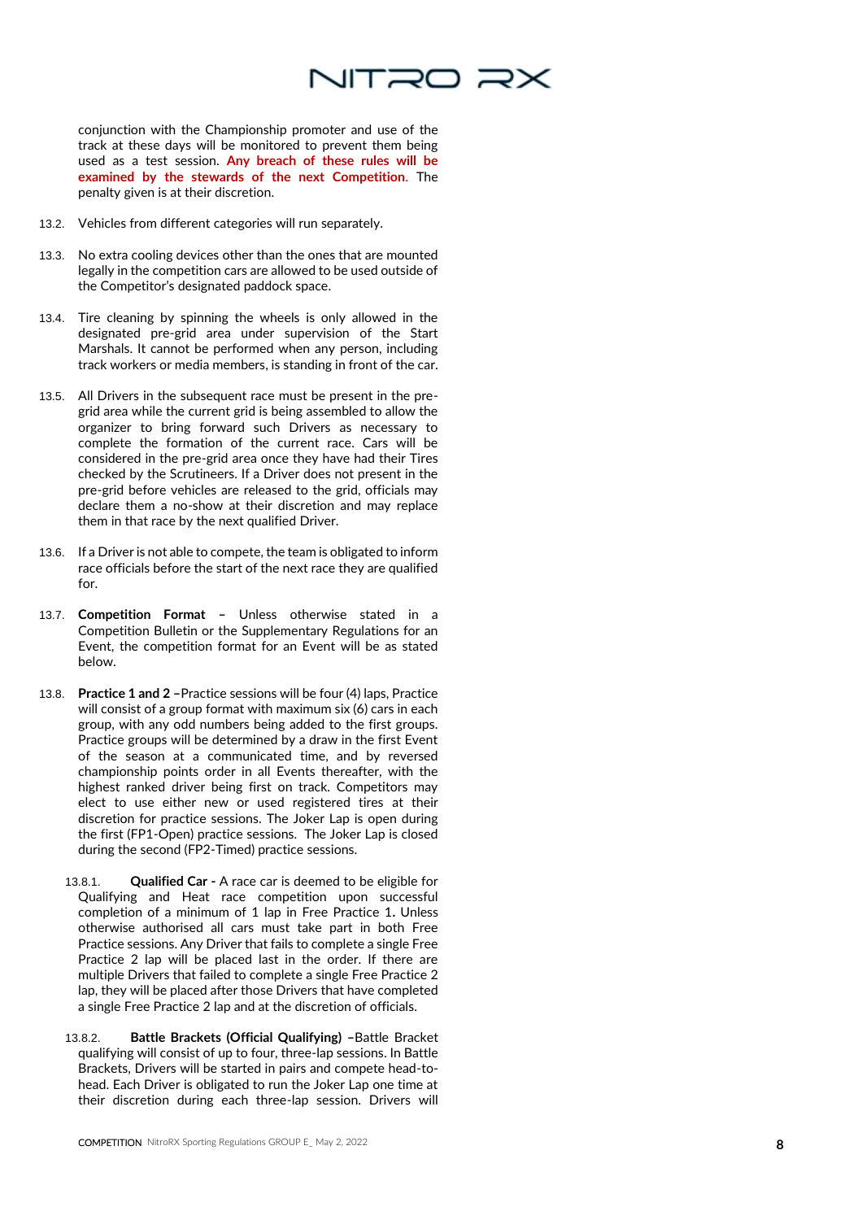conjunction with the Championship promoter and use of the track at these days will be monitored to prevent them being used as a test session. **Any breach of these rules will be examined by the stewards of the next Competition**. The penalty given is at their discretion.

13.2. Vehicles from different categories will run separately.

13.3. No extra cooling devices other than the ones that are mounted legally in the competition cars are allowed to be used outside of the Competitor's designated paddock space.

13.4. Tire cleaning by spinning the wheels is only allowed in the designated pre-grid area under supervision of the Start Marshals. It cannot be performed when any person, including track workers or media members, is standing in front of the car.

13.5. All Drivers in the subsequent race must be present in the pre-grid area while the current grid is being assembled to allow the organizer to bring forward such Drivers as necessary to complete the formation of the current race. Cars will be considered in the pre-grid area once they have had their Tires checked by the Scrutineers. If a Driver does not present in the pre-grid before vehicles are released to the grid, officials may declare them a no-show at their discretion and may replace them in that race by the next qualified Driver.

13.6. If a Driver is not able to compete, the team is obligated to inform race officials before the start of the next race they are qualified for.

13.7. **Competition Format –** Unless otherwise stated in a Competition Bulletin or the Supplementary Regulations for an Event, the competition format for an Event will be as stated below.

13.8. **Practice 1 and 2 –**Practice sessions will be four (4) laps, Practice will consist of a group format with maximum six (6) cars in each group, with any odd numbers being added to the first groups. Practice groups will be determined by a draw in the first Event of the season at a communicated time, and by reversed championship points order in all Events thereafter, with the highest ranked driver being first on track. Competitors may elect to use either new or used registered tires at their discretion for practice sessions. The Joker Lap is open during the first (FP1-Open) practice sessions. The Joker Lap is closed during the second (FP2-Timed) practice sessions.

13.8.1. **Qualified Car -** A race car is deemed to be eligible for Qualifying and Heat race competition upon successful completion of a minimum of 1 lap in Free Practice 1**.** Unless otherwise authorised all cars must take part in both Free Practice sessions. Any Driver that fails to complete a single Free Practice 2 lap will be placed last in the order. If there are multiple Drivers that failed to complete a single Free Practice 2 lap, they will be placed after those Drivers that have completed a single Free Practice 2 lap and at the discretion of officials.

13.8.2. **Battle Brackets (Official Qualifying) –**Battle Bracket qualifying will consist of up to four, three-lap sessions. In Battle Brackets, Drivers will be started in pairs and compete head-to-head. Each Driver is obligated to run the Joker Lap one time at their discretion during each three-lap session. Drivers will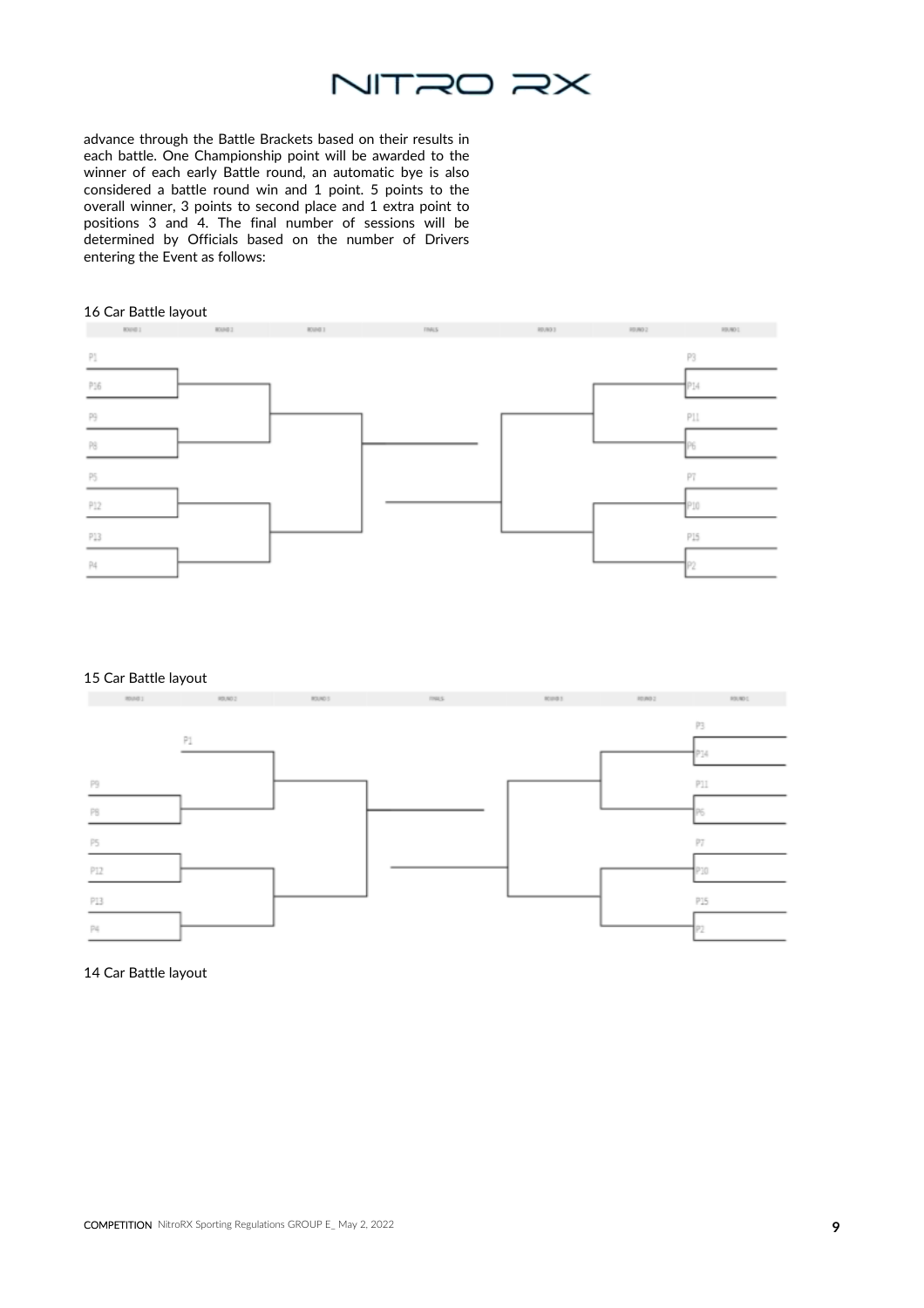advance through the Battle Brackets based on their results in each battle. One Championship point will be awarded to the winner of each early Battle round, an automatic bye is also considered a battle round win and 1 point. 5 points to the overall winner, 3 points to second place and 1 extra point to positions 3 and 4. The final number of sessions will be determined by Officials based on the number of Drivers entering the Event as follows:

16 Car Battle layout

| ROUND 1 | ROUND 2 | ROUND 3 | FINALS | ROUND 3 | ROUND 2 | ROUND 1 |
|---|---|---|---|---|---|---|
| P1 | | | | | | P3 |
| P16 | | | | | | P14 |
| P9 | | | | | | P11 |
| P8 | | | | | | P6 |
| P5 | | | | | | P7 |
| P12 | | | | | | P10 |
| P13 | | | | | | P15 |
| P4 | | | | | | P2 |

15 Car Battle layout

| ROUND 1 | ROUND 2 | ROUND 3 | FINALS | ROUND 3 | ROUND 2 | ROUND 1 |
|---|---|---|---|---|---|---|
| | P1 | | | | | P3 |
| | | | | | | P14 |
| P9 | | | | | | P11 |
| P8 | | | | | | P6 |
| P5 | | | | | | P7 |
| P12 | | | | | | P10 |
| P13 | | | | | | P15 |
| P4 | | | | | | P2 |

14 Car Battle layout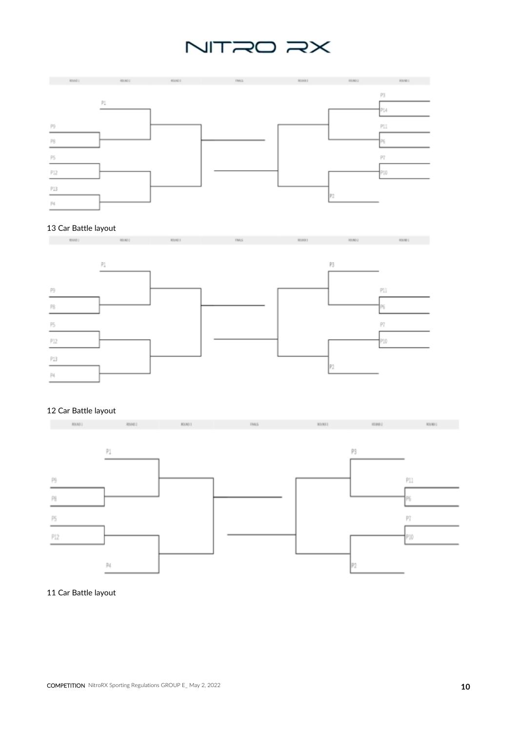13 Car Battle layout

12 Car Battle layout

11 Car Battle layout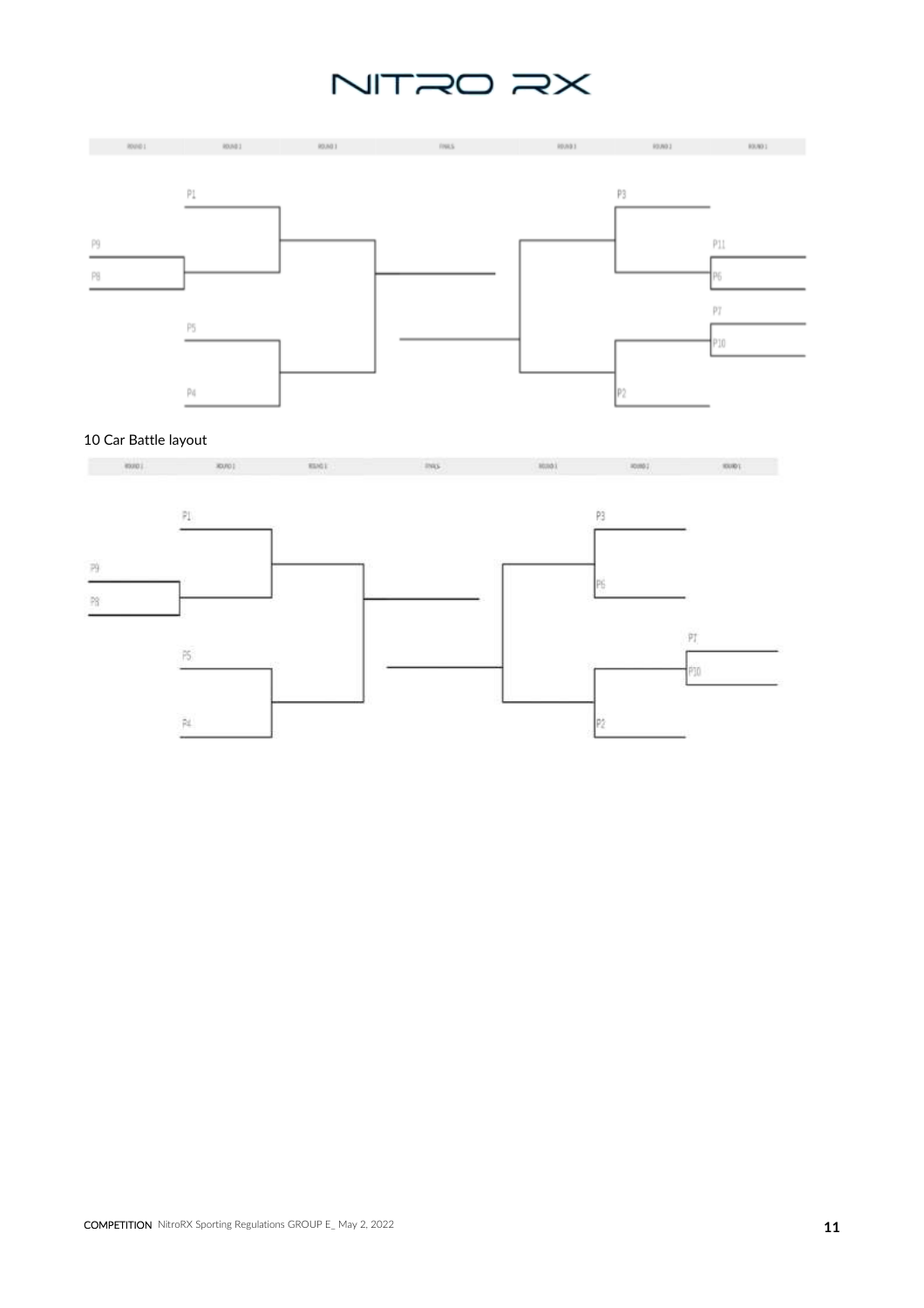| ROUND 1 | ROUND 2 | ROUND 3 | FINALS | ROUND 3 | ROUND 2 | ROUND 1 |
|---|---|---|---|---|---|---|

P1

P9

P8

P5

P4

P3

P11

P6

P7

P10

P2

10 Car Battle layout

| ROUND 1 | ROUND 2 | ROUND 3 | FINALS | ROUND 3 | ROUND 2 | ROUND 1 |
|---|---|---|---|---|---|---|

P1

P9

P8

P5

P4

P3

P6

P7

P10

P2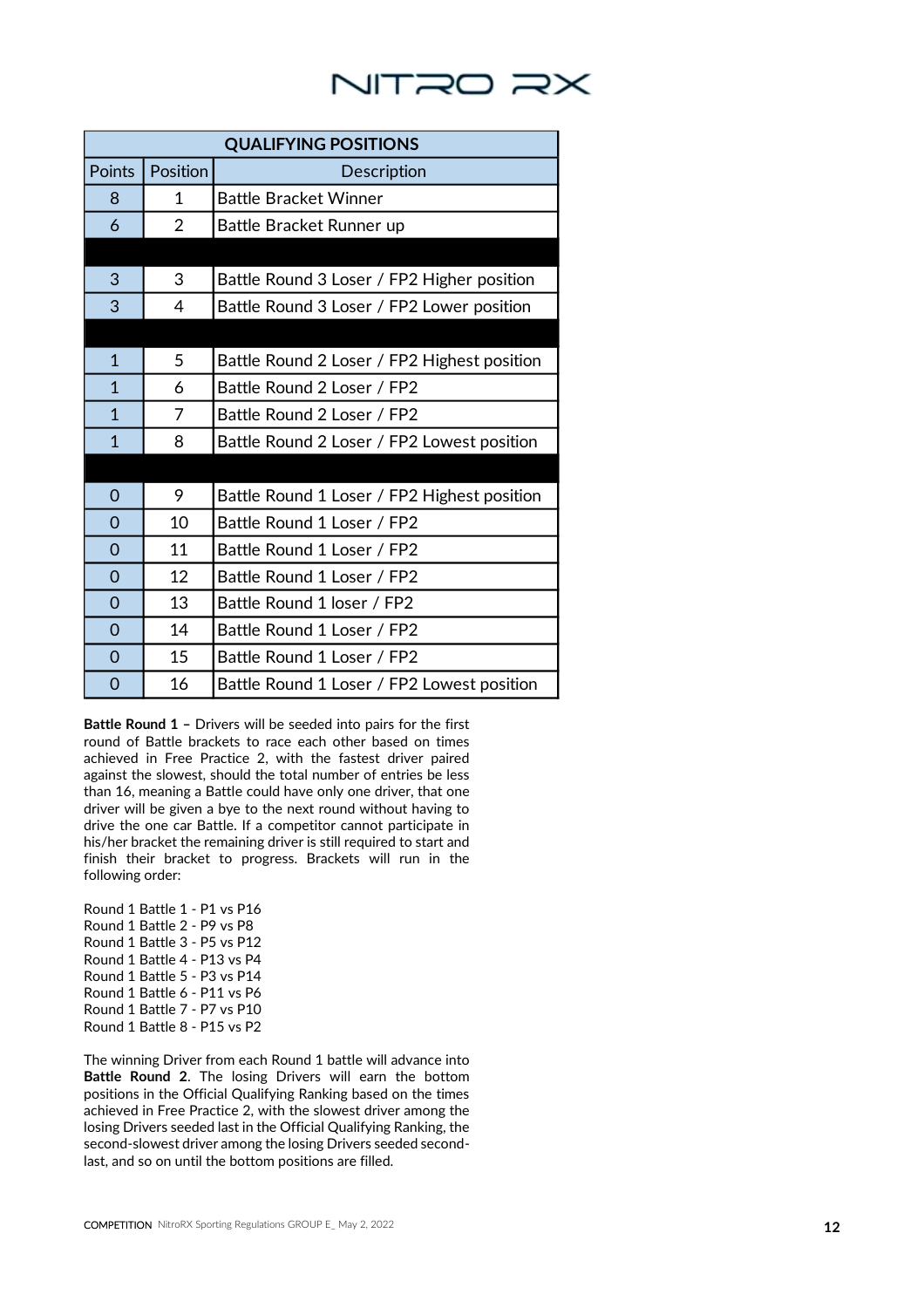| QUALIFYING POSITIONS | | |
|---|---|---|
| Points | Position | Description |
| 8 | 1 | Battle Bracket Winner |
| 6 | 2 | Battle Bracket Runner up |
| | | |
| 3 | 3 | Battle Round 3 Loser / FP2 Higher position |
| 3 | 4 | Battle Round 3 Loser / FP2 Lower position |
| | | |
| 1 | 5 | Battle Round 2 Loser / FP2 Highest position |
| 1 | 6 | Battle Round 2 Loser / FP2 |
| 1 | 7 | Battle Round 2 Loser / FP2 |
| 1 | 8 | Battle Round 2 Loser / FP2 Lowest position |
| | | |
| 0 | 9 | Battle Round 1 Loser / FP2 Highest position |
| 0 | 10 | Battle Round 1 Loser / FP2 |
| 0 | 11 | Battle Round 1 Loser / FP2 |
| 0 | 12 | Battle Round 1 Loser / FP2 |
| 0 | 13 | Battle Round 1 loser / FP2 |
| 0 | 14 | Battle Round 1 Loser / FP2 |
| 0 | 15 | Battle Round 1 Loser / FP2 |
| 0 | 16 | Battle Round 1 Loser / FP2 Lowest position |

**Battle Round 1 –** Drivers will be seeded into pairs for the first round of Battle brackets to race each other based on times achieved in Free Practice 2, with the fastest driver paired against the slowest, should the total number of entries be less than 16, meaning a Battle could have only one driver, that one driver will be given a bye to the next round without having to drive the one car Battle. If a competitor cannot participate in his/her bracket the remaining driver is still required to start and finish their bracket to progress. Brackets will run in the following order:

Round 1 Battle 1 - P1 vs P16
Round 1 Battle 2 - P9 vs P8
Round 1 Battle 3 - P5 vs P12
Round 1 Battle 4 - P13 vs P4
Round 1 Battle 5 - P3 vs P14
Round 1 Battle 6 - P11 vs P6
Round 1 Battle 7 - P7 vs P10
Round 1 Battle 8 - P15 vs P2

The winning Driver from each Round 1 battle will advance into **Battle Round 2**. The losing Drivers will earn the bottom positions in the Official Qualifying Ranking based on the times achieved in Free Practice 2, with the slowest driver among the losing Drivers seeded last in the Official Qualifying Ranking, the second-slowest driver among the losing Drivers seeded second-last, and so on until the bottom positions are filled.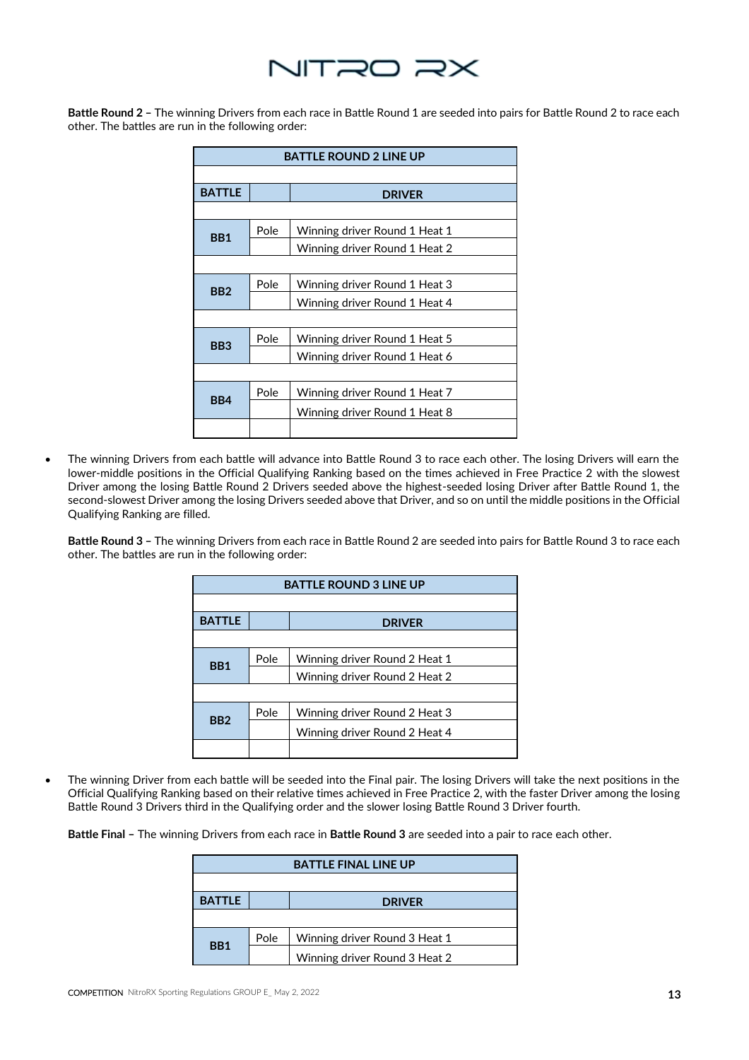**Battle Round 2 –** The winning Drivers from each race in Battle Round 1 are seeded into pairs for Battle Round 2 to race each other. The battles are run in the following order:

| BATTLE ROUND 2 LINE UP | | |
|---|---|---|
| **BATTLE** | | **DRIVER** |
| **BB1** | Pole | Winning driver Round 1 Heat 1 |
| | | Winning driver Round 1 Heat 2 |
| **BB2** | Pole | Winning driver Round 1 Heat 3 |
| | | Winning driver Round 1 Heat 4 |
| **BB3** | Pole | Winning driver Round 1 Heat 5 |
| | | Winning driver Round 1 Heat 6 |
| **BB4** | Pole | Winning driver Round 1 Heat 7 |
| | | Winning driver Round 1 Heat 8 |

- The winning Drivers from each battle will advance into Battle Round 3 to race each other. The losing Drivers will earn the lower-middle positions in the Official Qualifying Ranking based on the times achieved in Free Practice 2 with the slowest Driver among the losing Battle Round 2 Drivers seeded above the highest-seeded losing Driver after Battle Round 1, the second-slowest Driver among the losing Drivers seeded above that Driver, and so on until the middle positions in the Official Qualifying Ranking are filled.

**Battle Round 3 –** The winning Drivers from each race in Battle Round 2 are seeded into pairs for Battle Round 3 to race each other. The battles are run in the following order:

| BATTLE ROUND 3 LINE UP | | |
|---|---|---|
| **BATTLE** | | **DRIVER** |
| **BB1** | Pole | Winning driver Round 2 Heat 1 |
| | | Winning driver Round 2 Heat 2 |
| **BB2** | Pole | Winning driver Round 2 Heat 3 |
| | | Winning driver Round 2 Heat 4 |

- The winning Driver from each battle will be seeded into the Final pair. The losing Drivers will take the next positions in the Official Qualifying Ranking based on their relative times achieved in Free Practice 2, with the faster Driver among the losing Battle Round 3 Drivers third in the Qualifying order and the slower losing Battle Round 3 Driver fourth.

**Battle Final –** The winning Drivers from each race in **Battle Round 3** are seeded into a pair to race each other.

| BATTLE FINAL LINE UP | | |
|---|---|---|
| **BATTLE** | | **DRIVER** |
| **BB1** | Pole | Winning driver Round 3 Heat 1 |
| | | Winning driver Round 3 Heat 2 |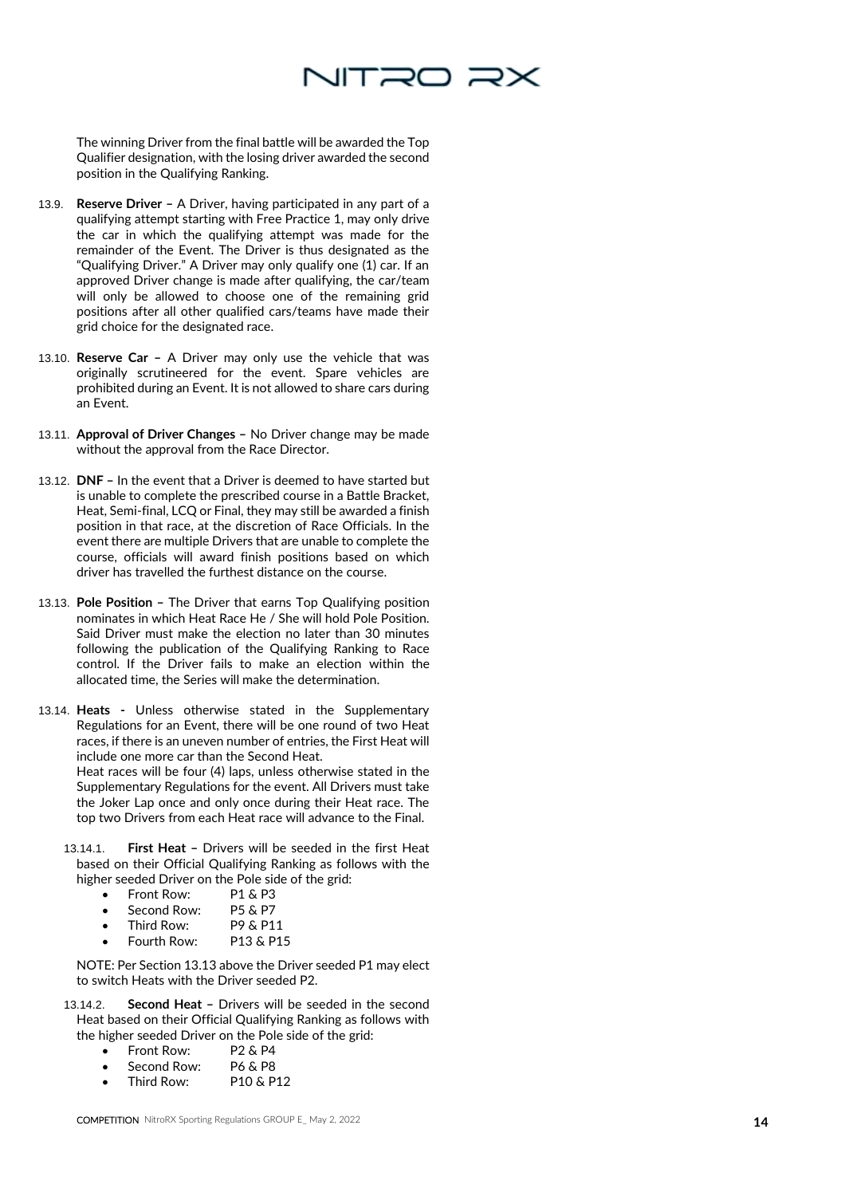The winning Driver from the final battle will be awarded the Top Qualifier designation, with the losing driver awarded the second position in the Qualifying Ranking.

13.9. **Reserve Driver –** A Driver, having participated in any part of a qualifying attempt starting with Free Practice 1, may only drive the car in which the qualifying attempt was made for the remainder of the Event. The Driver is thus designated as the "Qualifying Driver." A Driver may only qualify one (1) car. If an approved Driver change is made after qualifying, the car/team will only be allowed to choose one of the remaining grid positions after all other qualified cars/teams have made their grid choice for the designated race.

13.10. **Reserve Car –** A Driver may only use the vehicle that was originally scrutineered for the event. Spare vehicles are prohibited during an Event. It is not allowed to share cars during an Event.

13.11. **Approval of Driver Changes –** No Driver change may be made without the approval from the Race Director.

13.12. **DNF –** In the event that a Driver is deemed to have started but is unable to complete the prescribed course in a Battle Bracket, Heat, Semi-final, LCQ or Final, they may still be awarded a finish position in that race, at the discretion of Race Officials. In the event there are multiple Drivers that are unable to complete the course, officials will award finish positions based on which driver has travelled the furthest distance on the course.

13.13. **Pole Position –** The Driver that earns Top Qualifying position nominates in which Heat Race He / She will hold Pole Position. Said Driver must make the election no later than 30 minutes following the publication of the Qualifying Ranking to Race control. If the Driver fails to make an election within the allocated time, the Series will make the determination.

13.14. **Heats -** Unless otherwise stated in the Supplementary Regulations for an Event, there will be one round of two Heat races, if there is an uneven number of entries, the First Heat will include one more car than the Second Heat.
Heat races will be four (4) laps, unless otherwise stated in the Supplementary Regulations for the event. All Drivers must take the Joker Lap once and only once during their Heat race. The top two Drivers from each Heat race will advance to the Final.

13.14.1. **First Heat –** Drivers will be seeded in the first Heat based on their Official Qualifying Ranking as follows with the higher seeded Driver on the Pole side of the grid:

- Front Row: P1 & P3
- Second Row: P5 & P7
- Third Row: P9 & P11
- Fourth Row: P13 & P15

NOTE: Per Section 13.13 above the Driver seeded P1 may elect to switch Heats with the Driver seeded P2.

13.14.2. **Second Heat –** Drivers will be seeded in the second Heat based on their Official Qualifying Ranking as follows with the higher seeded Driver on the Pole side of the grid:

- Front Row: P2 & P4
- Second Row: P6 & P8
- Third Row: P10 & P12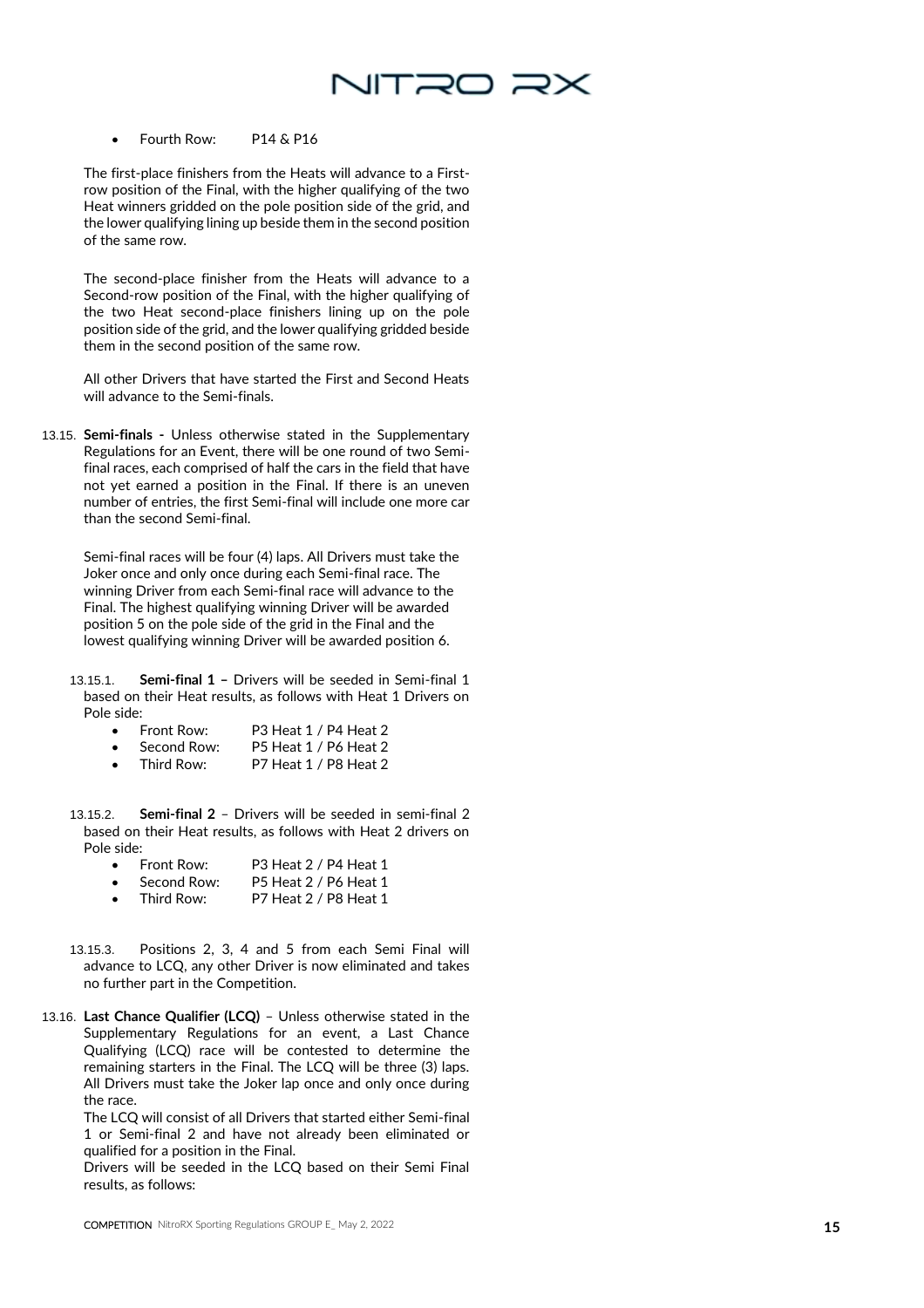- Fourth Row: P14 & P16

The first-place finishers from the Heats will advance to a First-row position of the Final, with the higher qualifying of the two Heat winners gridded on the pole position side of the grid, and the lower qualifying lining up beside them in the second position of the same row.

The second-place finisher from the Heats will advance to a Second-row position of the Final, with the higher qualifying of the two Heat second-place finishers lining up on the pole position side of the grid, and the lower qualifying gridded beside them in the second position of the same row.

All other Drivers that have started the First and Second Heats will advance to the Semi-finals.

13.15. **Semi-finals -** Unless otherwise stated in the Supplementary Regulations for an Event, there will be one round of two Semi-final races, each comprised of half the cars in the field that have not yet earned a position in the Final. If there is an uneven number of entries, the first Semi-final will include one more car than the second Semi-final.

Semi-final races will be four (4) laps. All Drivers must take the Joker once and only once during each Semi-final race. The winning Driver from each Semi-final race will advance to the Final. The highest qualifying winning Driver will be awarded position 5 on the pole side of the grid in the Final and the lowest qualifying winning Driver will be awarded position 6.

13.15.1. **Semi-final 1 –** Drivers will be seeded in Semi-final 1 based on their Heat results, as follows with Heat 1 Drivers on Pole side:

- Front Row: P3 Heat 1 / P4 Heat 2
- Second Row: P5 Heat 1 / P6 Heat 2
- Third Row: P7 Heat 1 / P8 Heat 2

13.15.2. **Semi-final 2** – Drivers will be seeded in semi-final 2 based on their Heat results, as follows with Heat 2 drivers on Pole side:

- Front Row: P3 Heat 2 / P4 Heat 1
- Second Row: P5 Heat 2 / P6 Heat 1
- Third Row: P7 Heat 2 / P8 Heat 1

13.15.3. Positions 2, 3, 4 and 5 from each Semi Final will advance to LCQ, any other Driver is now eliminated and takes no further part in the Competition.

13.16. **Last Chance Qualifier (LCQ)** – Unless otherwise stated in the Supplementary Regulations for an event, a Last Chance Qualifying (LCQ) race will be contested to determine the remaining starters in the Final. The LCQ will be three (3) laps. All Drivers must take the Joker lap once and only once during the race.

The LCQ will consist of all Drivers that started either Semi-final 1 or Semi-final 2 and have not already been eliminated or qualified for a position in the Final.

Drivers will be seeded in the LCQ based on their Semi Final results, as follows: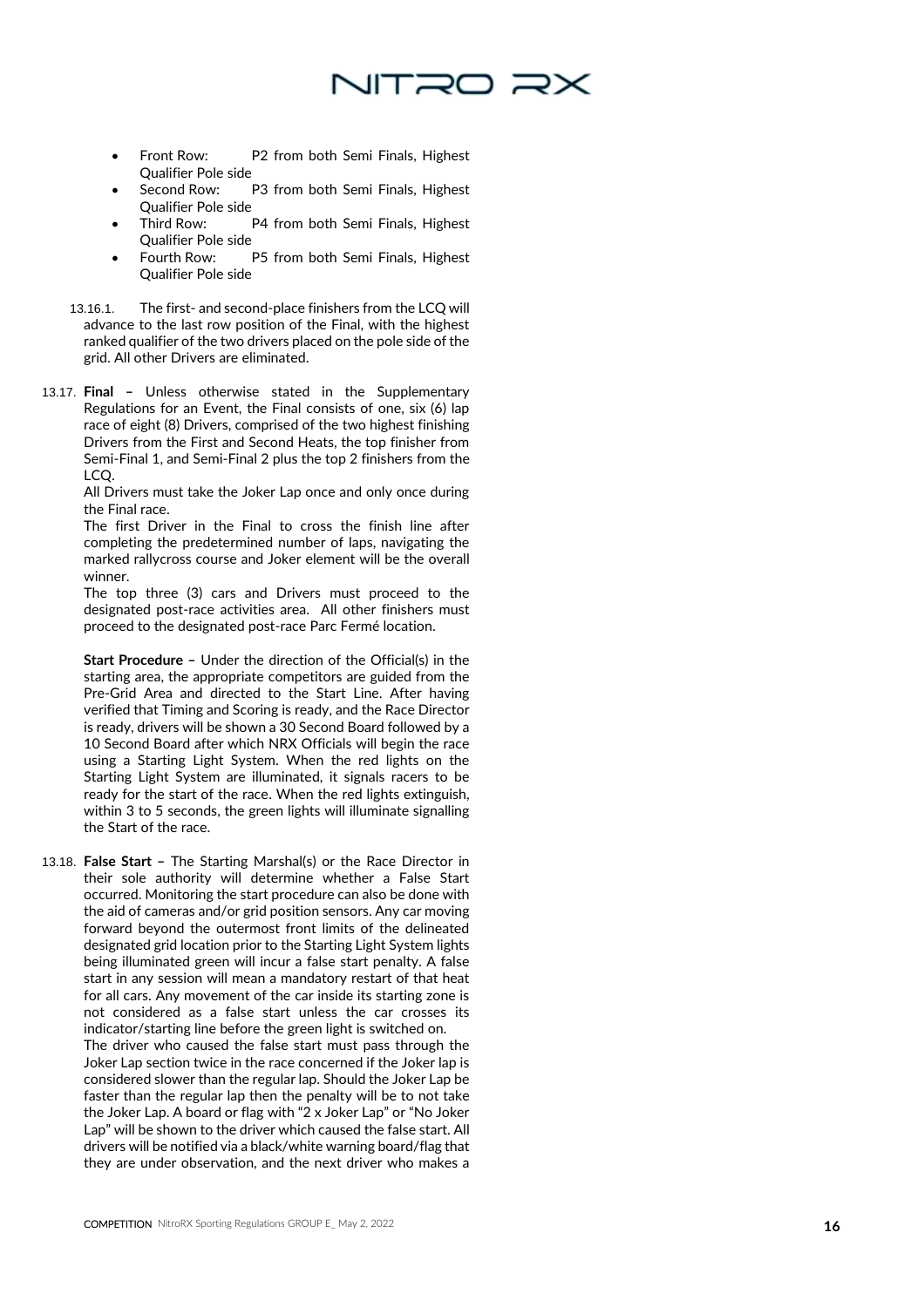- Front Row: P2 from both Semi Finals, Highest Qualifier Pole side
- Second Row: P3 from both Semi Finals, Highest Qualifier Pole side
- Third Row: P4 from both Semi Finals, Highest Qualifier Pole side
- Fourth Row: P5 from both Semi Finals, Highest Qualifier Pole side

13.16.1. The first- and second-place finishers from the LCQ will advance to the last row position of the Final, with the highest ranked qualifier of the two drivers placed on the pole side of the grid. All other Drivers are eliminated.

13.17. **Final –** Unless otherwise stated in the Supplementary Regulations for an Event, the Final consists of one, six (6) lap race of eight (8) Drivers, comprised of the two highest finishing Drivers from the First and Second Heats, the top finisher from Semi-Final 1, and Semi-Final 2 plus the top 2 finishers from the LCQ.

All Drivers must take the Joker Lap once and only once during the Final race.

The first Driver in the Final to cross the finish line after completing the predetermined number of laps, navigating the marked rallycross course and Joker element will be the overall winner.

The top three (3) cars and Drivers must proceed to the designated post-race activities area. All other finishers must proceed to the designated post-race Parc Fermé location.

**Start Procedure –** Under the direction of the Official(s) in the starting area, the appropriate competitors are guided from the Pre-Grid Area and directed to the Start Line. After having verified that Timing and Scoring is ready, and the Race Director is ready, drivers will be shown a 30 Second Board followed by a 10 Second Board after which NRX Officials will begin the race using a Starting Light System. When the red lights on the Starting Light System are illuminated, it signals racers to be ready for the start of the race. When the red lights extinguish, within 3 to 5 seconds, the green lights will illuminate signalling the Start of the race.

13.18. **False Start –** The Starting Marshal(s) or the Race Director in their sole authority will determine whether a False Start occurred. Monitoring the start procedure can also be done with the aid of cameras and/or grid position sensors. Any car moving forward beyond the outermost front limits of the delineated designated grid location prior to the Starting Light System lights being illuminated green will incur a false start penalty. A false start in any session will mean a mandatory restart of that heat for all cars. Any movement of the car inside its starting zone is not considered as a false start unless the car crosses its indicator/starting line before the green light is switched on.

The driver who caused the false start must pass through the Joker Lap section twice in the race concerned if the Joker lap is considered slower than the regular lap. Should the Joker Lap be faster than the regular lap then the penalty will be to not take the Joker Lap. A board or flag with "2 x Joker Lap" or "No Joker Lap" will be shown to the driver which caused the false start. All drivers will be notified via a black/white warning board/flag that they are under observation, and the next driver who makes a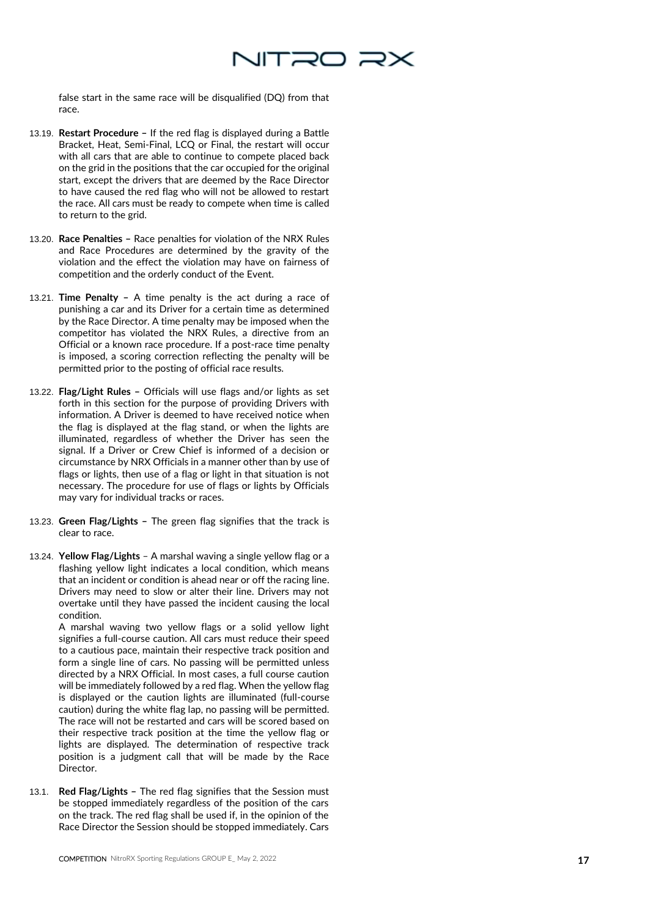false start in the same race will be disqualified (DQ) from that race.

13.19. **Restart Procedure –** If the red flag is displayed during a Battle Bracket, Heat, Semi-Final, LCQ or Final, the restart will occur with all cars that are able to continue to compete placed back on the grid in the positions that the car occupied for the original start, except the drivers that are deemed by the Race Director to have caused the red flag who will not be allowed to restart the race. All cars must be ready to compete when time is called to return to the grid.

13.20. **Race Penalties –** Race penalties for violation of the NRX Rules and Race Procedures are determined by the gravity of the violation and the effect the violation may have on fairness of competition and the orderly conduct of the Event.

13.21. **Time Penalty –** A time penalty is the act during a race of punishing a car and its Driver for a certain time as determined by the Race Director. A time penalty may be imposed when the competitor has violated the NRX Rules, a directive from an Official or a known race procedure. If a post-race time penalty is imposed, a scoring correction reflecting the penalty will be permitted prior to the posting of official race results.

13.22. **Flag/Light Rules –** Officials will use flags and/or lights as set forth in this section for the purpose of providing Drivers with information. A Driver is deemed to have received notice when the flag is displayed at the flag stand, or when the lights are illuminated, regardless of whether the Driver has seen the signal. If a Driver or Crew Chief is informed of a decision or circumstance by NRX Officials in a manner other than by use of flags or lights, then use of a flag or light in that situation is not necessary. The procedure for use of flags or lights by Officials may vary for individual tracks or races.

13.23. **Green Flag/Lights –** The green flag signifies that the track is clear to race.

13.24. **Yellow Flag/Lights** – A marshal waving a single yellow flag or a flashing yellow light indicates a local condition, which means that an incident or condition is ahead near or off the racing line. Drivers may need to slow or alter their line. Drivers may not overtake until they have passed the incident causing the local condition.

A marshal waving two yellow flags or a solid yellow light signifies a full-course caution. All cars must reduce their speed to a cautious pace, maintain their respective track position and form a single line of cars. No passing will be permitted unless directed by a NRX Official. In most cases, a full course caution will be immediately followed by a red flag. When the yellow flag is displayed or the caution lights are illuminated (full-course caution) during the white flag lap, no passing will be permitted. The race will not be restarted and cars will be scored based on their respective track position at the time the yellow flag or lights are displayed. The determination of respective track position is a judgment call that will be made by the Race Director.

13.1. **Red Flag/Lights –** The red flag signifies that the Session must be stopped immediately regardless of the position of the cars on the track. The red flag shall be used if, in the opinion of the Race Director the Session should be stopped immediately. Cars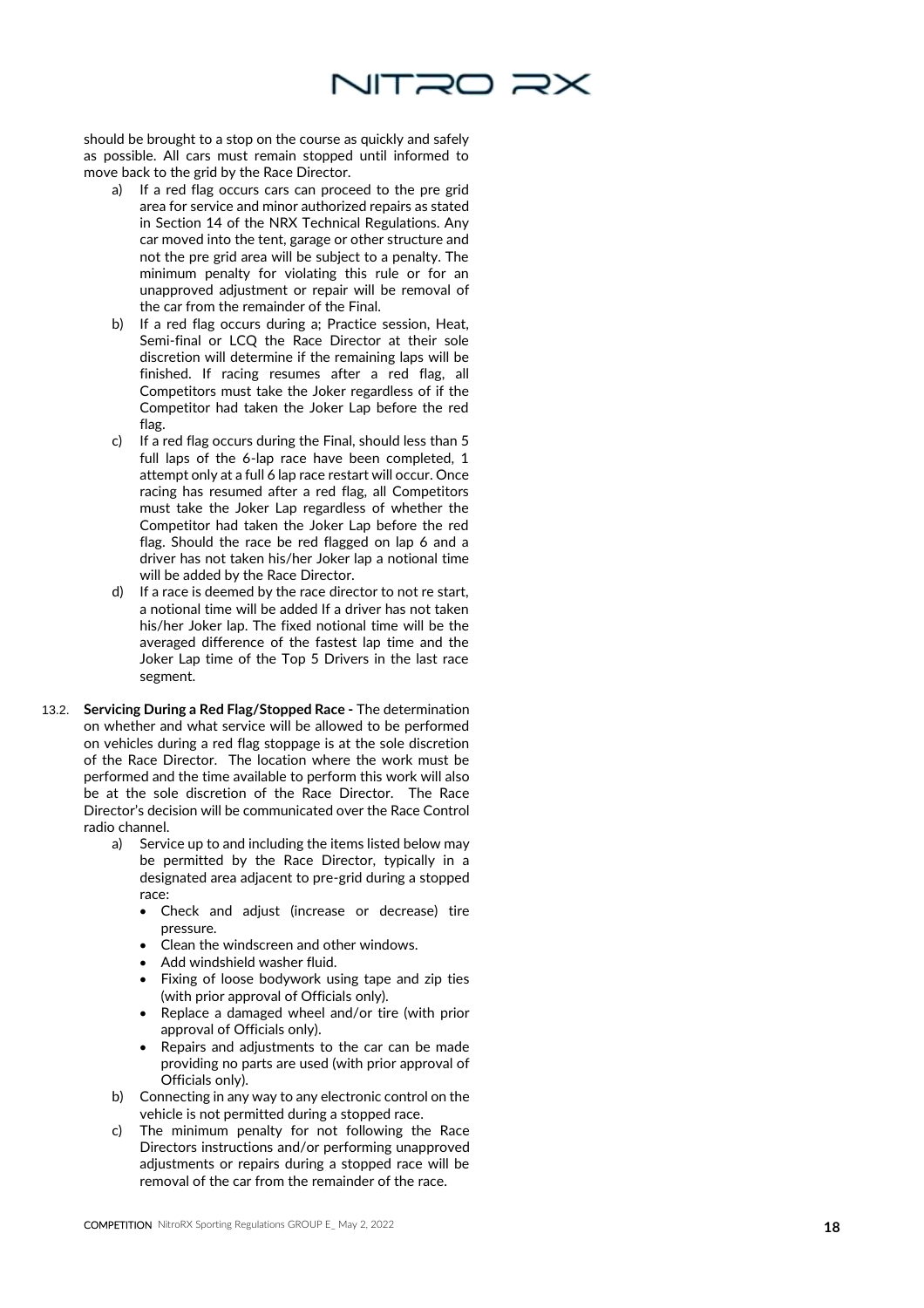should be brought to a stop on the course as quickly and safely as possible. All cars must remain stopped until informed to move back to the grid by the Race Director.

a) If a red flag occurs cars can proceed to the pre grid area for service and minor authorized repairs as stated in Section 14 of the NRX Technical Regulations. Any car moved into the tent, garage or other structure and not the pre grid area will be subject to a penalty. The minimum penalty for violating this rule or for an unapproved adjustment or repair will be removal of the car from the remainder of the Final.

b) If a red flag occurs during a; Practice session, Heat, Semi-final or LCQ the Race Director at their sole discretion will determine if the remaining laps will be finished. If racing resumes after a red flag, all Competitors must take the Joker regardless of if the Competitor had taken the Joker Lap before the red flag.

c) If a red flag occurs during the Final, should less than 5 full laps of the 6-lap race have been completed, 1 attempt only at a full 6 lap race restart will occur. Once racing has resumed after a red flag, all Competitors must take the Joker Lap regardless of whether the Competitor had taken the Joker Lap before the red flag. Should the race be red flagged on lap 6 and a driver has not taken his/her Joker lap a notional time will be added by the Race Director.

d) If a race is deemed by the race director to not re start, a notional time will be added If a driver has not taken his/her Joker lap. The fixed notional time will be the averaged difference of the fastest lap time and the Joker Lap time of the Top 5 Drivers in the last race segment.

13.2. **Servicing During a Red Flag/Stopped Race -** The determination on whether and what service will be allowed to be performed on vehicles during a red flag stoppage is at the sole discretion of the Race Director. The location where the work must be performed and the time available to perform this work will also be at the sole discretion of the Race Director. The Race Director's decision will be communicated over the Race Control radio channel.

a) Service up to and including the items listed below may be permitted by the Race Director, typically in a designated area adjacent to pre-grid during a stopped race:
   - Check and adjust (increase or decrease) tire pressure.
   - Clean the windscreen and other windows.
   - Add windshield washer fluid.
   - Fixing of loose bodywork using tape and zip ties (with prior approval of Officials only).
   - Replace a damaged wheel and/or tire (with prior approval of Officials only).
   - Repairs and adjustments to the car can be made providing no parts are used (with prior approval of Officials only).

b) Connecting in any way to any electronic control on the vehicle is not permitted during a stopped race.

c) The minimum penalty for not following the Race Directors instructions and/or performing unapproved adjustments or repairs during a stopped race will be removal of the car from the remainder of the race.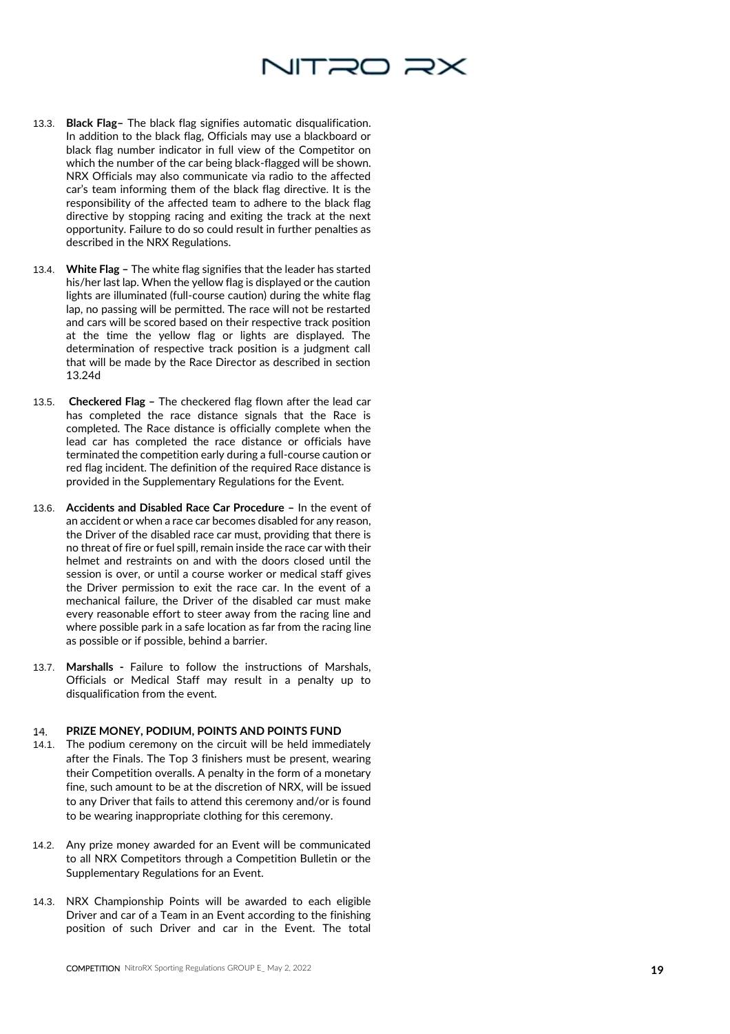13.3. **Black Flag–** The black flag signifies automatic disqualification. In addition to the black flag, Officials may use a blackboard or black flag number indicator in full view of the Competitor on which the number of the car being black-flagged will be shown. NRX Officials may also communicate via radio to the affected car's team informing them of the black flag directive. It is the responsibility of the affected team to adhere to the black flag directive by stopping racing and exiting the track at the next opportunity. Failure to do so could result in further penalties as described in the NRX Regulations.

13.4. **White Flag –** The white flag signifies that the leader has started his/her last lap. When the yellow flag is displayed or the caution lights are illuminated (full-course caution) during the white flag lap, no passing will be permitted. The race will not be restarted and cars will be scored based on their respective track position at the time the yellow flag or lights are displayed. The determination of respective track position is a judgment call that will be made by the Race Director as described in section 13.24d

13.5. **Checkered Flag –** The checkered flag flown after the lead car has completed the race distance signals that the Race is completed. The Race distance is officially complete when the lead car has completed the race distance or officials have terminated the competition early during a full-course caution or red flag incident. The definition of the required Race distance is provided in the Supplementary Regulations for the Event.

13.6. **Accidents and Disabled Race Car Procedure –** In the event of an accident or when a race car becomes disabled for any reason, the Driver of the disabled race car must, providing that there is no threat of fire or fuel spill, remain inside the race car with their helmet and restraints on and with the doors closed until the session is over, or until a course worker or medical staff gives the Driver permission to exit the race car. In the event of a mechanical failure, the Driver of the disabled car must make every reasonable effort to steer away from the racing line and where possible park in a safe location as far from the racing line as possible or if possible, behind a barrier.

13.7. **Marshalls -** Failure to follow the instructions of Marshals, Officials or Medical Staff may result in a penalty up to disqualification from the event.

## 14. PRIZE MONEY, PODIUM, POINTS AND POINTS FUND

14.1. The podium ceremony on the circuit will be held immediately after the Finals. The Top 3 finishers must be present, wearing their Competition overalls. A penalty in the form of a monetary fine, such amount to be at the discretion of NRX, will be issued to any Driver that fails to attend this ceremony and/or is found to be wearing inappropriate clothing for this ceremony.

14.2. Any prize money awarded for an Event will be communicated to all NRX Competitors through a Competition Bulletin or the Supplementary Regulations for an Event.

14.3. NRX Championship Points will be awarded to each eligible Driver and car of a Team in an Event according to the finishing position of such Driver and car in the Event. The total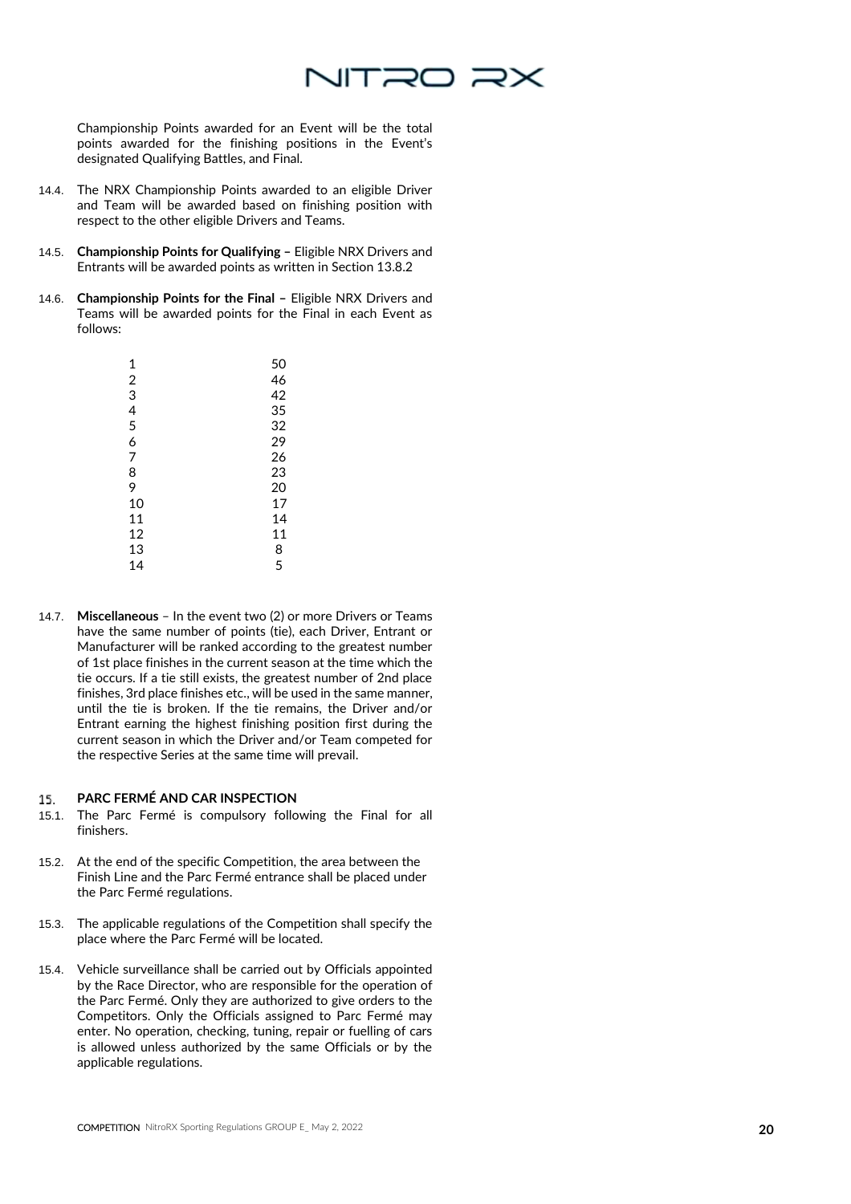Championship Points awarded for an Event will be the total points awarded for the finishing positions in the Event's designated Qualifying Battles, and Final.

14.4. The NRX Championship Points awarded to an eligible Driver and Team will be awarded based on finishing position with respect to the other eligible Drivers and Teams.

14.5. **Championship Points for Qualifying –** Eligible NRX Drivers and Entrants will be awarded points as written in Section 13.8.2

14.6. **Championship Points for the Final –** Eligible NRX Drivers and Teams will be awarded points for the Final in each Event as follows:

| | |
|---|---|
| 1 | 50 |
| 2 | 46 |
| 3 | 42 |
| 4 | 35 |
| 5 | 32 |
| 6 | 29 |
| 7 | 26 |
| 8 | 23 |
| 9 | 20 |
| 10 | 17 |
| 11 | 14 |
| 12 | 11 |
| 13 | 8 |
| 14 | 5 |

14.7. **Miscellaneous** – In the event two (2) or more Drivers or Teams have the same number of points (tie), each Driver, Entrant or Manufacturer will be ranked according to the greatest number of 1st place finishes in the current season at the time which the tie occurs. If a tie still exists, the greatest number of 2nd place finishes, 3rd place finishes etc., will be used in the same manner, until the tie is broken. If the tie remains, the Driver and/or Entrant earning the highest finishing position first during the current season in which the Driver and/or Team competed for the respective Series at the same time will prevail.

## 15. PARC FERMÉ AND CAR INSPECTION

15.1. The Parc Fermé is compulsory following the Final for all finishers.

15.2. At the end of the specific Competition, the area between the Finish Line and the Parc Fermé entrance shall be placed under the Parc Fermé regulations.

15.3. The applicable regulations of the Competition shall specify the place where the Parc Fermé will be located.

15.4. Vehicle surveillance shall be carried out by Officials appointed by the Race Director, who are responsible for the operation of the Parc Fermé. Only they are authorized to give orders to the Competitors. Only the Officials assigned to Parc Fermé may enter. No operation, checking, tuning, repair or fuelling of cars is allowed unless authorized by the same Officials or by the applicable regulations.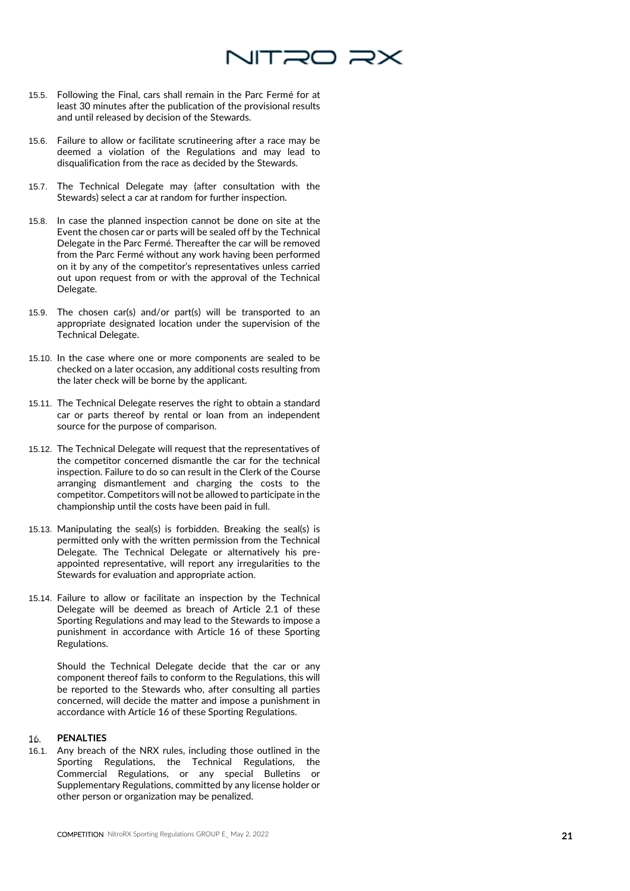15.5. Following the Final, cars shall remain in the Parc Fermé for at least 30 minutes after the publication of the provisional results and until released by decision of the Stewards.

15.6. Failure to allow or facilitate scrutineering after a race may be deemed a violation of the Regulations and may lead to disqualification from the race as decided by the Stewards.

15.7. The Technical Delegate may (after consultation with the Stewards) select a car at random for further inspection.

15.8. In case the planned inspection cannot be done on site at the Event the chosen car or parts will be sealed off by the Technical Delegate in the Parc Fermé. Thereafter the car will be removed from the Parc Fermé without any work having been performed on it by any of the competitor's representatives unless carried out upon request from or with the approval of the Technical Delegate.

15.9. The chosen car(s) and/or part(s) will be transported to an appropriate designated location under the supervision of the Technical Delegate.

15.10. In the case where one or more components are sealed to be checked on a later occasion, any additional costs resulting from the later check will be borne by the applicant.

15.11. The Technical Delegate reserves the right to obtain a standard car or parts thereof by rental or loan from an independent source for the purpose of comparison.

15.12. The Technical Delegate will request that the representatives of the competitor concerned dismantle the car for the technical inspection. Failure to do so can result in the Clerk of the Course arranging dismantlement and charging the costs to the competitor. Competitors will not be allowed to participate in the championship until the costs have been paid in full.

15.13. Manipulating the seal(s) is forbidden. Breaking the seal(s) is permitted only with the written permission from the Technical Delegate. The Technical Delegate or alternatively his pre-appointed representative, will report any irregularities to the Stewards for evaluation and appropriate action.

15.14. Failure to allow or facilitate an inspection by the Technical Delegate will be deemed as breach of Article 2.1 of these Sporting Regulations and may lead to the Stewards to impose a punishment in accordance with Article 16 of these Sporting Regulations.

Should the Technical Delegate decide that the car or any component thereof fails to conform to the Regulations, this will be reported to the Stewards who, after consulting all parties concerned, will decide the matter and impose a punishment in accordance with Article 16 of these Sporting Regulations.

## 16. PENALTIES

16.1. Any breach of the NRX rules, including those outlined in the Sporting Regulations, the Technical Regulations, the Commercial Regulations, or any special Bulletins or Supplementary Regulations, committed by any license holder or other person or organization may be penalized.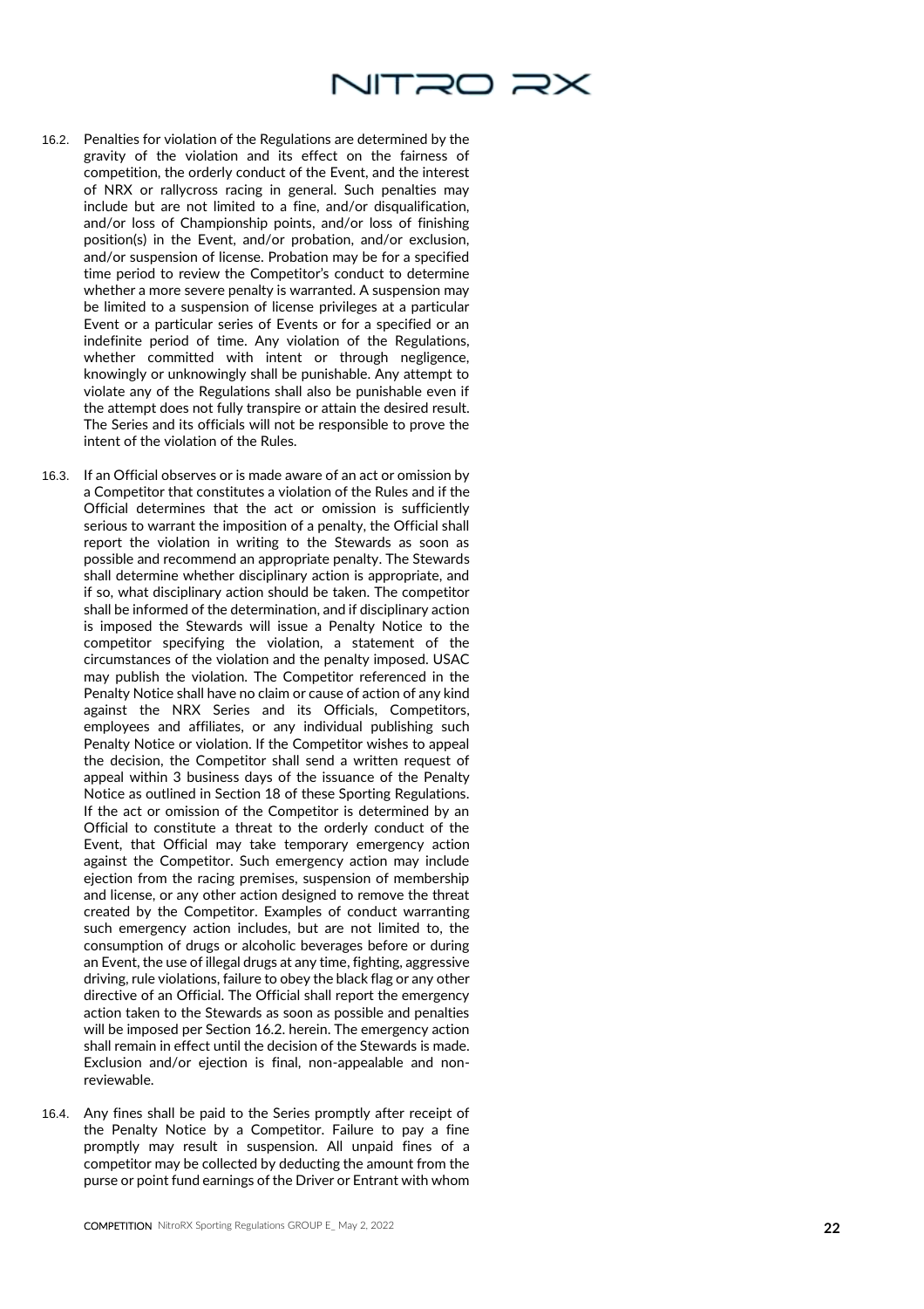16.2. Penalties for violation of the Regulations are determined by the gravity of the violation and its effect on the fairness of competition, the orderly conduct of the Event, and the interest of NRX or rallycross racing in general. Such penalties may include but are not limited to a fine, and/or disqualification, and/or loss of Championship points, and/or loss of finishing position(s) in the Event, and/or probation, and/or exclusion, and/or suspension of license. Probation may be for a specified time period to review the Competitor's conduct to determine whether a more severe penalty is warranted. A suspension may be limited to a suspension of license privileges at a particular Event or a particular series of Events or for a specified or an indefinite period of time. Any violation of the Regulations, whether committed with intent or through negligence, knowingly or unknowingly shall be punishable. Any attempt to violate any of the Regulations shall also be punishable even if the attempt does not fully transpire or attain the desired result. The Series and its officials will not be responsible to prove the intent of the violation of the Rules.

16.3. If an Official observes or is made aware of an act or omission by a Competitor that constitutes a violation of the Rules and if the Official determines that the act or omission is sufficiently serious to warrant the imposition of a penalty, the Official shall report the violation in writing to the Stewards as soon as possible and recommend an appropriate penalty. The Stewards shall determine whether disciplinary action is appropriate, and if so, what disciplinary action should be taken. The competitor shall be informed of the determination, and if disciplinary action is imposed the Stewards will issue a Penalty Notice to the competitor specifying the violation, a statement of the circumstances of the violation and the penalty imposed. USAC may publish the violation. The Competitor referenced in the Penalty Notice shall have no claim or cause of action of any kind against the NRX Series and its Officials, Competitors, employees and affiliates, or any individual publishing such Penalty Notice or violation. If the Competitor wishes to appeal the decision, the Competitor shall send a written request of appeal within 3 business days of the issuance of the Penalty Notice as outlined in Section 18 of these Sporting Regulations. If the act or omission of the Competitor is determined by an Official to constitute a threat to the orderly conduct of the Event, that Official may take temporary emergency action against the Competitor. Such emergency action may include ejection from the racing premises, suspension of membership and license, or any other action designed to remove the threat created by the Competitor. Examples of conduct warranting such emergency action includes, but are not limited to, the consumption of drugs or alcoholic beverages before or during an Event, the use of illegal drugs at any time, fighting, aggressive driving, rule violations, failure to obey the black flag or any other directive of an Official. The Official shall report the emergency action taken to the Stewards as soon as possible and penalties will be imposed per Section 16.2. herein. The emergency action shall remain in effect until the decision of the Stewards is made. Exclusion and/or ejection is final, non-appealable and non-reviewable.

16.4. Any fines shall be paid to the Series promptly after receipt of the Penalty Notice by a Competitor. Failure to pay a fine promptly may result in suspension. All unpaid fines of a competitor may be collected by deducting the amount from the purse or point fund earnings of the Driver or Entrant with whom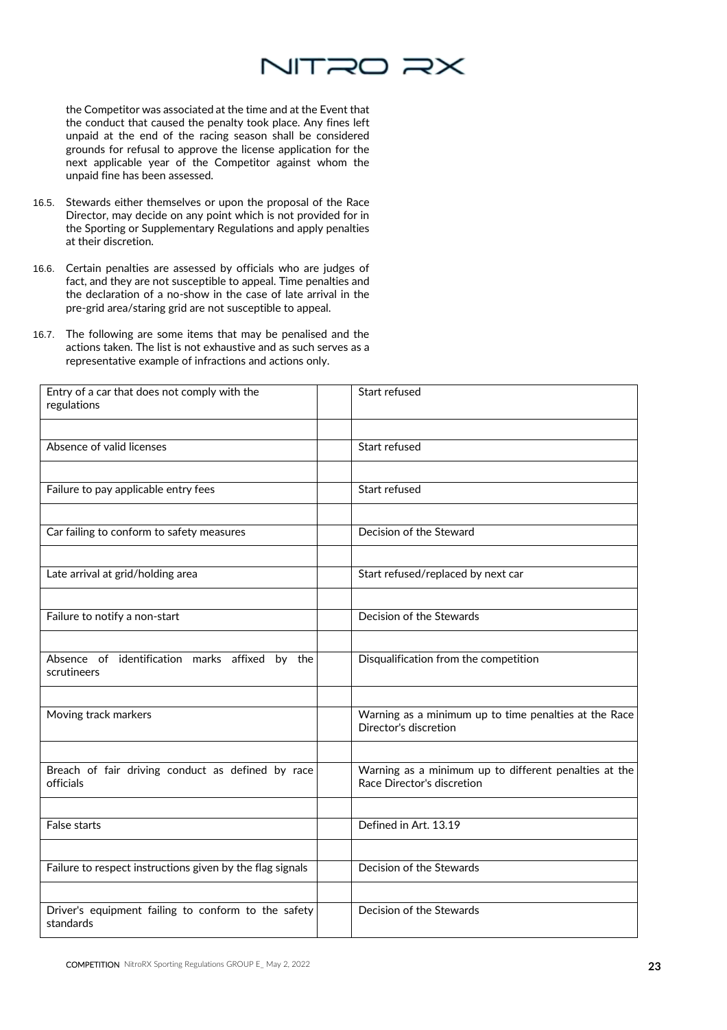the Competitor was associated at the time and at the Event that the conduct that caused the penalty took place. Any fines left unpaid at the end of the racing season shall be considered grounds for refusal to approve the license application for the next applicable year of the Competitor against whom the unpaid fine has been assessed.

16.5. Stewards either themselves or upon the proposal of the Race Director, may decide on any point which is not provided for in the Sporting or Supplementary Regulations and apply penalties at their discretion.

16.6. Certain penalties are assessed by officials who are judges of fact, and they are not susceptible to appeal. Time penalties and the declaration of a no-show in the case of late arrival in the pre-grid area/staring grid are not susceptible to appeal.

16.7. The following are some items that may be penalised and the actions taken. The list is not exhaustive and as such serves as a representative example of infractions and actions only.

| Infraction | | Action |
|---|---|---|
| Entry of a car that does not comply with the regulations | | Start refused |
| | | |
| Absence of valid licenses | | Start refused |
| | | |
| Failure to pay applicable entry fees | | Start refused |
| | | |
| Car failing to conform to safety measures | | Decision of the Steward |
| | | |
| Late arrival at grid/holding area | | Start refused/replaced by next car |
| | | |
| Failure to notify a non-start | | Decision of the Stewards |
| | | |
| Absence of identification marks affixed by the scrutineers | | Disqualification from the competition |
| | | |
| Moving track markers | | Warning as a minimum up to time penalties at the Race Director's discretion |
| | | |
| Breach of fair driving conduct as defined by race officials | | Warning as a minimum up to different penalties at the Race Director's discretion |
| | | |
| False starts | | Defined in Art. 13.19 |
| | | |
| Failure to respect instructions given by the flag signals | | Decision of the Stewards |
| | | |
| Driver's equipment failing to conform to the safety standards | | Decision of the Stewards |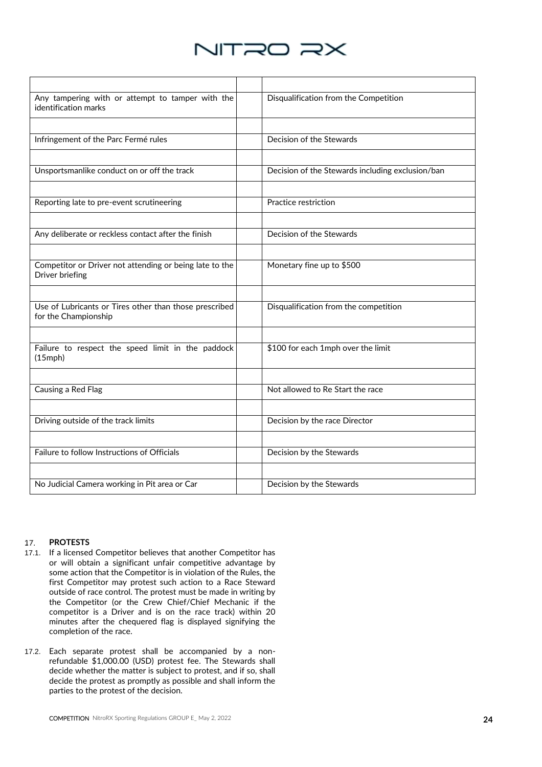| | | |
|---|---|---|
| Any tampering with or attempt to tamper with the identification marks | | Disqualification from the Competition |
| | | |
| Infringement of the Parc Fermé rules | | Decision of the Stewards |
| | | |
| Unsportsmanlike conduct on or off the track | | Decision of the Stewards including exclusion/ban |
| | | |
| Reporting late to pre-event scrutineering | | Practice restriction |
| | | |
| Any deliberate or reckless contact after the finish | | Decision of the Stewards |
| | | |
| Competitor or Driver not attending or being late to the Driver briefing | | Monetary fine up to $500 |
| | | |
| Use of Lubricants or Tires other than those prescribed for the Championship | | Disqualification from the competition |
| | | |
| Failure to respect the speed limit in the paddock (15mph) | | $100 for each 1mph over the limit |
| | | |
| Causing a Red Flag | | Not allowed to Re Start the race |
| | | |
| Driving outside of the track limits | | Decision by the race Director |
| | | |
| Failure to follow Instructions of Officials | | Decision by the Stewards |
| | | |
| No Judicial Camera working in Pit area or Car | | Decision by the Stewards |

## 17. PROTESTS

17.1. If a licensed Competitor believes that another Competitor has or will obtain a significant unfair competitive advantage by some action that the Competitor is in violation of the Rules, the first Competitor may protest such action to a Race Steward outside of race control. The protest must be made in writing by the Competitor (or the Crew Chief/Chief Mechanic if the competitor is a Driver and is on the race track) within 20 minutes after the chequered flag is displayed signifying the completion of the race.

17.2. Each separate protest shall be accompanied by a non-refundable $1,000.00 (USD) protest fee. The Stewards shall decide whether the matter is subject to protest, and if so, shall decide the protest as promptly as possible and shall inform the parties to the protest of the decision.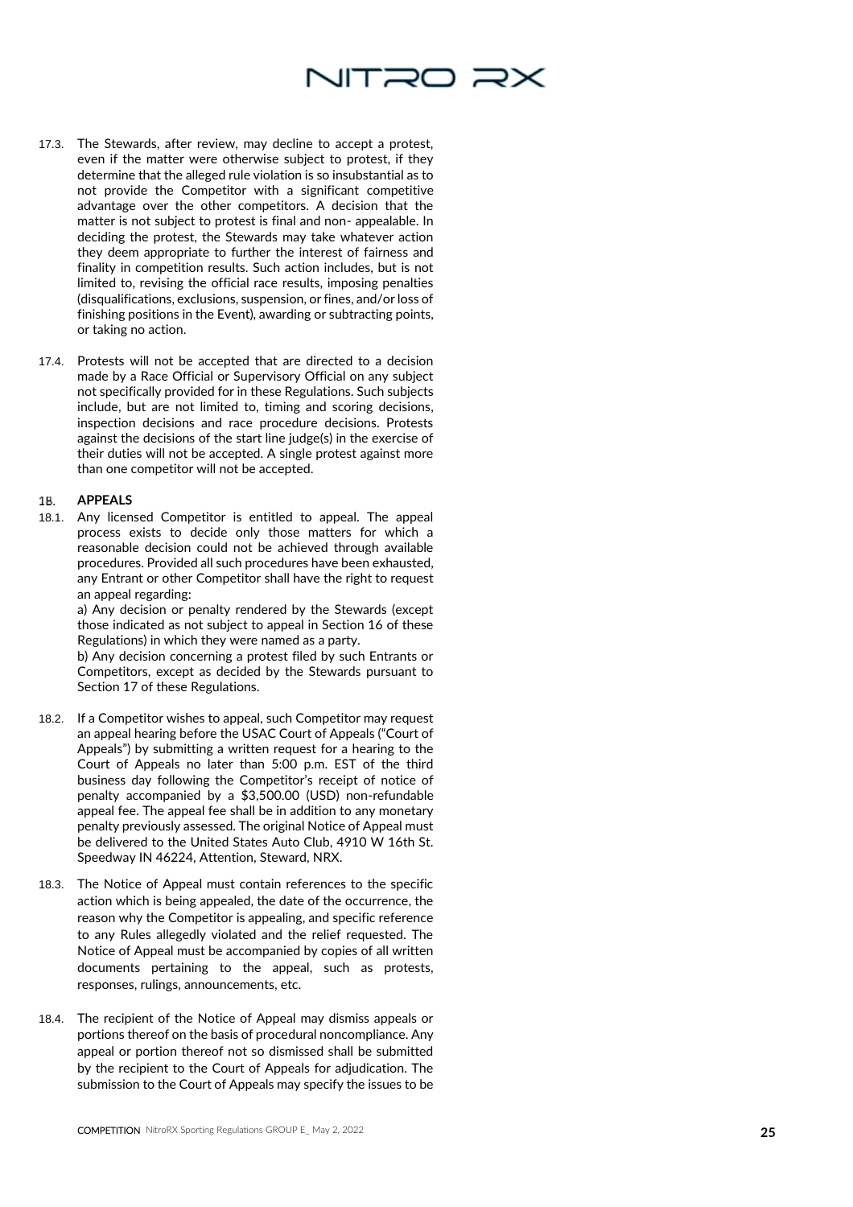17.3. The Stewards, after review, may decline to accept a protest, even if the matter were otherwise subject to protest, if they determine that the alleged rule violation is so insubstantial as to not provide the Competitor with a significant competitive advantage over the other competitors. A decision that the matter is not subject to protest is final and non- appealable. In deciding the protest, the Stewards may take whatever action they deem appropriate to further the interest of fairness and finality in competition results. Such action includes, but is not limited to, revising the official race results, imposing penalties (disqualifications, exclusions, suspension, or fines, and/or loss of finishing positions in the Event), awarding or subtracting points, or taking no action.

17.4. Protests will not be accepted that are directed to a decision made by a Race Official or Supervisory Official on any subject not specifically provided for in these Regulations. Such subjects include, but are not limited to, timing and scoring decisions, inspection decisions and race procedure decisions. Protests against the decisions of the start line judge(s) in the exercise of their duties will not be accepted. A single protest against more than one competitor will not be accepted.

## 18. APPEALS

18.1. Any licensed Competitor is entitled to appeal. The appeal process exists to decide only those matters for which a reasonable decision could not be achieved through available procedures. Provided all such procedures have been exhausted, any Entrant or other Competitor shall have the right to request an appeal regarding:

a) Any decision or penalty rendered by the Stewards (except those indicated as not subject to appeal in Section 16 of these Regulations) in which they were named as a party.

b) Any decision concerning a protest filed by such Entrants or Competitors, except as decided by the Stewards pursuant to Section 17 of these Regulations.

18.2. If a Competitor wishes to appeal, such Competitor may request an appeal hearing before the USAC Court of Appeals ("Court of Appeals") by submitting a written request for a hearing to the Court of Appeals no later than 5:00 p.m. EST of the third business day following the Competitor's receipt of notice of penalty accompanied by a $3,500.00 (USD) non-refundable appeal fee. The appeal fee shall be in addition to any monetary penalty previously assessed. The original Notice of Appeal must be delivered to the United States Auto Club, 4910 W 16th St. Speedway IN 46224, Attention, Steward, NRX.

18.3. The Notice of Appeal must contain references to the specific action which is being appealed, the date of the occurrence, the reason why the Competitor is appealing, and specific reference to any Rules allegedly violated and the relief requested. The Notice of Appeal must be accompanied by copies of all written documents pertaining to the appeal, such as protests, responses, rulings, announcements, etc.

18.4. The recipient of the Notice of Appeal may dismiss appeals or portions thereof on the basis of procedural noncompliance. Any appeal or portion thereof not so dismissed shall be submitted by the recipient to the Court of Appeals for adjudication. The submission to the Court of Appeals may specify the issues to be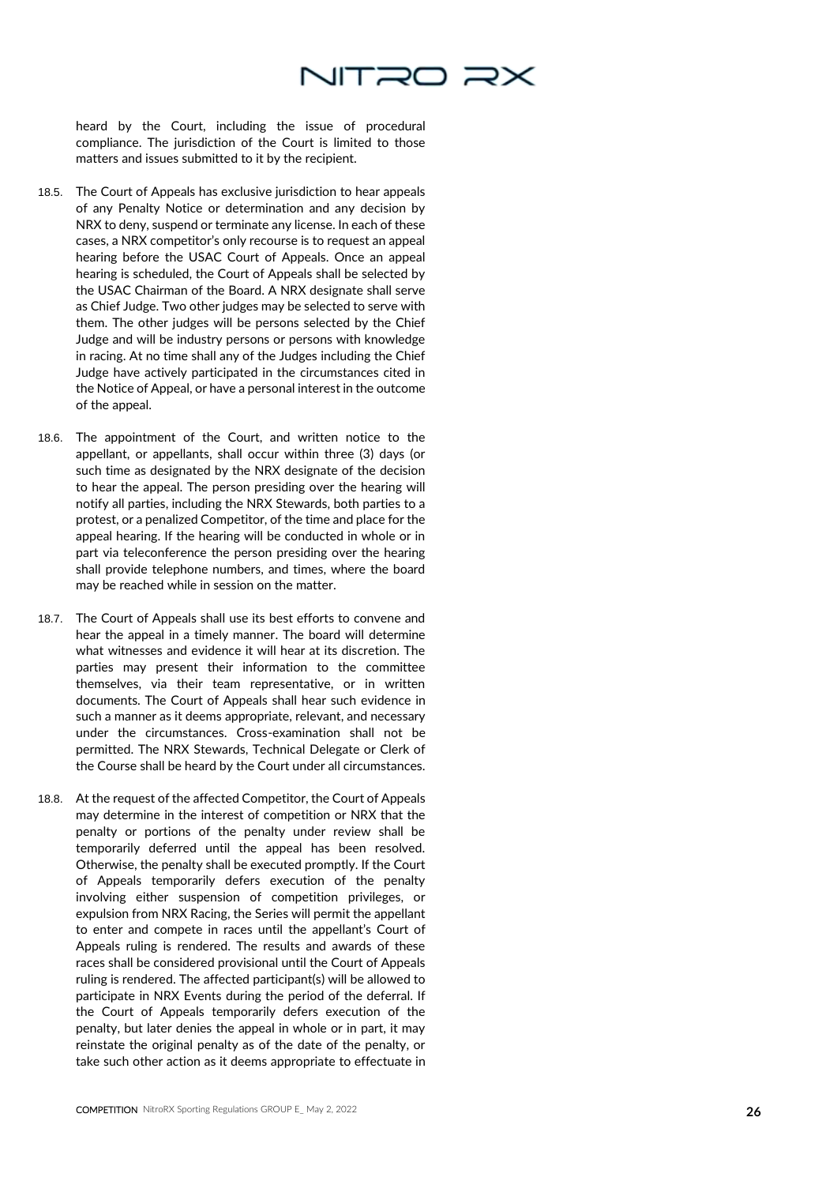heard by the Court, including the issue of procedural compliance. The jurisdiction of the Court is limited to those matters and issues submitted to it by the recipient.

18.5. The Court of Appeals has exclusive jurisdiction to hear appeals of any Penalty Notice or determination and any decision by NRX to deny, suspend or terminate any license. In each of these cases, a NRX competitor's only recourse is to request an appeal hearing before the USAC Court of Appeals. Once an appeal hearing is scheduled, the Court of Appeals shall be selected by the USAC Chairman of the Board. A NRX designate shall serve as Chief Judge. Two other judges may be selected to serve with them. The other judges will be persons selected by the Chief Judge and will be industry persons or persons with knowledge in racing. At no time shall any of the Judges including the Chief Judge have actively participated in the circumstances cited in the Notice of Appeal, or have a personal interest in the outcome of the appeal.

18.6. The appointment of the Court, and written notice to the appellant, or appellants, shall occur within three (3) days (or such time as designated by the NRX designate of the decision to hear the appeal. The person presiding over the hearing will notify all parties, including the NRX Stewards, both parties to a protest, or a penalized Competitor, of the time and place for the appeal hearing. If the hearing will be conducted in whole or in part via teleconference the person presiding over the hearing shall provide telephone numbers, and times, where the board may be reached while in session on the matter.

18.7. The Court of Appeals shall use its best efforts to convene and hear the appeal in a timely manner. The board will determine what witnesses and evidence it will hear at its discretion. The parties may present their information to the committee themselves, via their team representative, or in written documents. The Court of Appeals shall hear such evidence in such a manner as it deems appropriate, relevant, and necessary under the circumstances. Cross-examination shall not be permitted. The NRX Stewards, Technical Delegate or Clerk of the Course shall be heard by the Court under all circumstances.

18.8. At the request of the affected Competitor, the Court of Appeals may determine in the interest of competition or NRX that the penalty or portions of the penalty under review shall be temporarily deferred until the appeal has been resolved. Otherwise, the penalty shall be executed promptly. If the Court of Appeals temporarily defers execution of the penalty involving either suspension of competition privileges, or expulsion from NRX Racing, the Series will permit the appellant to enter and compete in races until the appellant's Court of Appeals ruling is rendered. The results and awards of these races shall be considered provisional until the Court of Appeals ruling is rendered. The affected participant(s) will be allowed to participate in NRX Events during the period of the deferral. If the Court of Appeals temporarily defers execution of the penalty, but later denies the appeal in whole or in part, it may reinstate the original penalty as of the date of the penalty, or take such other action as it deems appropriate to effectuate in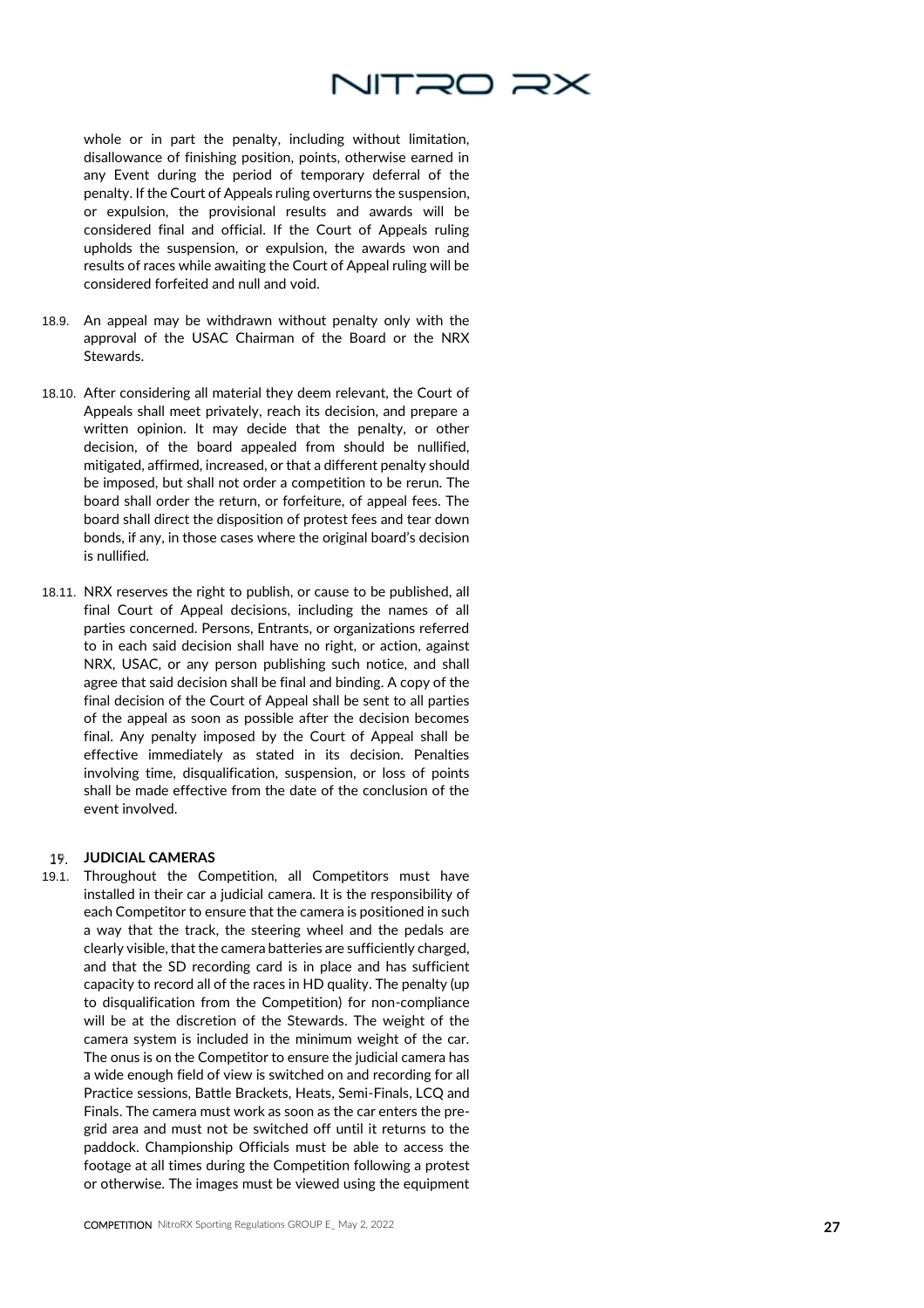whole or in part the penalty, including without limitation, disallowance of finishing position, points, otherwise earned in any Event during the period of temporary deferral of the penalty. If the Court of Appeals ruling overturns the suspension, or expulsion, the provisional results and awards will be considered final and official. If the Court of Appeals ruling upholds the suspension, or expulsion, the awards won and results of races while awaiting the Court of Appeal ruling will be considered forfeited and null and void.

18.9. An appeal may be withdrawn without penalty only with the approval of the USAC Chairman of the Board or the NRX Stewards.

18.10. After considering all material they deem relevant, the Court of Appeals shall meet privately, reach its decision, and prepare a written opinion. It may decide that the penalty, or other decision, of the board appealed from should be nullified, mitigated, affirmed, increased, or that a different penalty should be imposed, but shall not order a competition to be rerun. The board shall order the return, or forfeiture, of appeal fees. The board shall direct the disposition of protest fees and tear down bonds, if any, in those cases where the original board's decision is nullified.

18.11. NRX reserves the right to publish, or cause to be published, all final Court of Appeal decisions, including the names of all parties concerned. Persons, Entrants, or organizations referred to in each said decision shall have no right, or action, against NRX, USAC, or any person publishing such notice, and shall agree that said decision shall be final and binding. A copy of the final decision of the Court of Appeal shall be sent to all parties of the appeal as soon as possible after the decision becomes final. Any penalty imposed by the Court of Appeal shall be effective immediately as stated in its decision. Penalties involving time, disqualification, suspension, or loss of points shall be made effective from the date of the conclusion of the event involved.

## 19. JUDICIAL CAMERAS

19.1. Throughout the Competition, all Competitors must have installed in their car a judicial camera. It is the responsibility of each Competitor to ensure that the camera is positioned in such a way that the track, the steering wheel and the pedals are clearly visible, that the camera batteries are sufficiently charged, and that the SD recording card is in place and has sufficient capacity to record all of the races in HD quality. The penalty (up to disqualification from the Competition) for non-compliance will be at the discretion of the Stewards. The weight of the camera system is included in the minimum weight of the car. The onus is on the Competitor to ensure the judicial camera has a wide enough field of view is switched on and recording for all Practice sessions, Battle Brackets, Heats, Semi-Finals, LCQ and Finals. The camera must work as soon as the car enters the pre-grid area and must not be switched off until it returns to the paddock. Championship Officials must be able to access the footage at all times during the Competition following a protest or otherwise. The images must be viewed using the equipment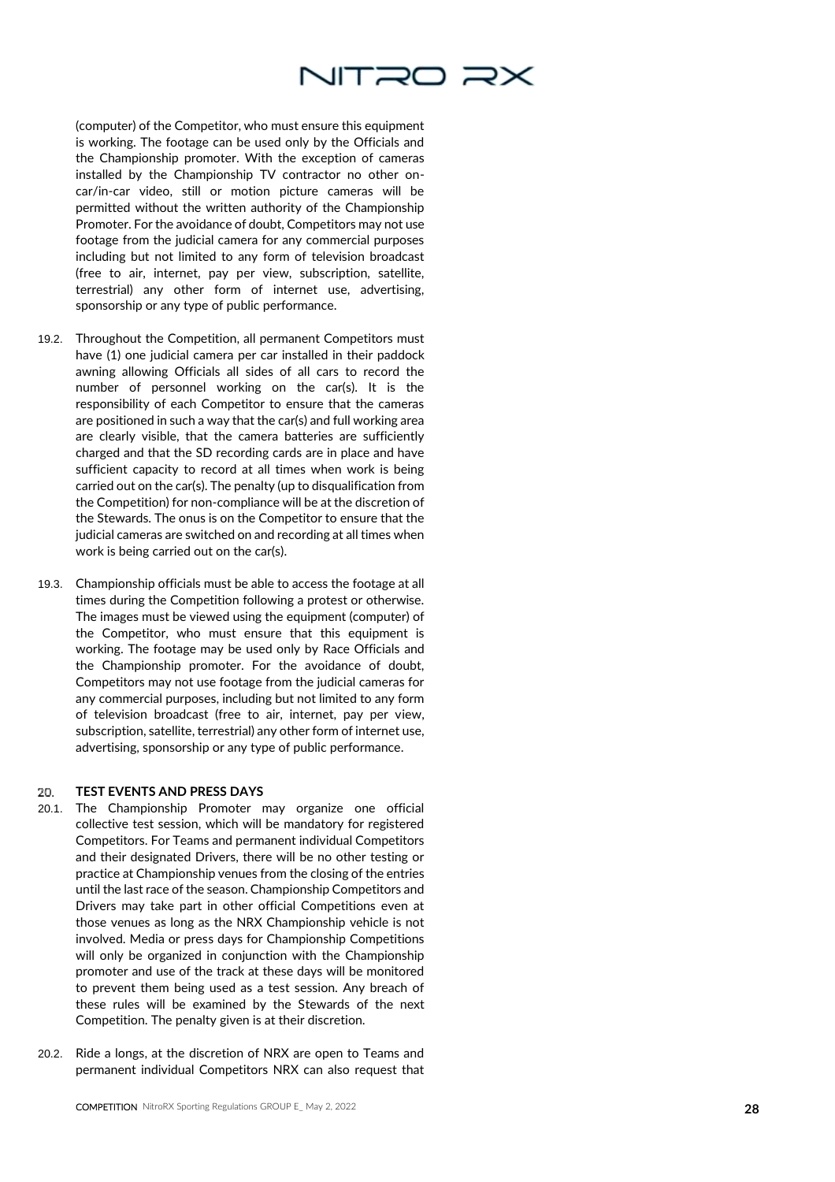(computer) of the Competitor, who must ensure this equipment is working. The footage can be used only by the Officials and the Championship promoter. With the exception of cameras installed by the Championship TV contractor no other on-car/in-car video, still or motion picture cameras will be permitted without the written authority of the Championship Promoter. For the avoidance of doubt, Competitors may not use footage from the judicial camera for any commercial purposes including but not limited to any form of television broadcast (free to air, internet, pay per view, subscription, satellite, terrestrial) any other form of internet use, advertising, sponsorship or any type of public performance.

19.2. Throughout the Competition, all permanent Competitors must have (1) one judicial camera per car installed in their paddock awning allowing Officials all sides of all cars to record the number of personnel working on the car(s). It is the responsibility of each Competitor to ensure that the cameras are positioned in such a way that the car(s) and full working area are clearly visible, that the camera batteries are sufficiently charged and that the SD recording cards are in place and have sufficient capacity to record at all times when work is being carried out on the car(s). The penalty (up to disqualification from the Competition) for non-compliance will be at the discretion of the Stewards. The onus is on the Competitor to ensure that the judicial cameras are switched on and recording at all times when work is being carried out on the car(s).

19.3. Championship officials must be able to access the footage at all times during the Competition following a protest or otherwise. The images must be viewed using the equipment (computer) of the Competitor, who must ensure that this equipment is working. The footage may be used only by Race Officials and the Championship promoter. For the avoidance of doubt, Competitors may not use footage from the judicial cameras for any commercial purposes, including but not limited to any form of television broadcast (free to air, internet, pay per view, subscription, satellite, terrestrial) any other form of internet use, advertising, sponsorship or any type of public performance.

## 20. TEST EVENTS AND PRESS DAYS

20.1. The Championship Promoter may organize one official collective test session, which will be mandatory for registered Competitors. For Teams and permanent individual Competitors and their designated Drivers, there will be no other testing or practice at Championship venues from the closing of the entries until the last race of the season. Championship Competitors and Drivers may take part in other official Competitions even at those venues as long as the NRX Championship vehicle is not involved. Media or press days for Championship Competitions will only be organized in conjunction with the Championship promoter and use of the track at these days will be monitored to prevent them being used as a test session. Any breach of these rules will be examined by the Stewards of the next Competition. The penalty given is at their discretion.

20.2. Ride a longs, at the discretion of NRX are open to Teams and permanent individual Competitors NRX can also request that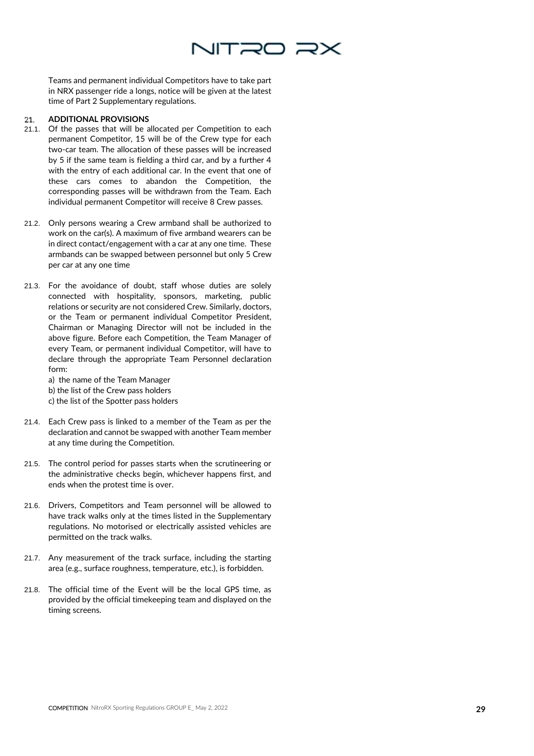Teams and permanent individual Competitors have to take part in NRX passenger ride a longs, notice will be given at the latest time of Part 2 Supplementary regulations.

## 21. ADDITIONAL PROVISIONS

21.1. Of the passes that will be allocated per Competition to each permanent Competitor, 15 will be of the Crew type for each two-car team. The allocation of these passes will be increased by 5 if the same team is fielding a third car, and by a further 4 with the entry of each additional car. In the event that one of these cars comes to abandon the Competition, the corresponding passes will be withdrawn from the Team. Each individual permanent Competitor will receive 8 Crew passes.

21.2. Only persons wearing a Crew armband shall be authorized to work on the car(s). A maximum of five armband wearers can be in direct contact/engagement with a car at any one time. These armbands can be swapped between personnel but only 5 Crew per car at any one time

21.3. For the avoidance of doubt, staff whose duties are solely connected with hospitality, sponsors, marketing, public relations or security are not considered Crew. Similarly, doctors, or the Team or permanent individual Competitor President, Chairman or Managing Director will not be included in the above figure. Before each Competition, the Team Manager of every Team, or permanent individual Competitor, will have to declare through the appropriate Team Personnel declaration form:

a) the name of the Team Manager
b) the list of the Crew pass holders
c) the list of the Spotter pass holders

21.4. Each Crew pass is linked to a member of the Team as per the declaration and cannot be swapped with another Team member at any time during the Competition.

21.5. The control period for passes starts when the scrutineering or the administrative checks begin, whichever happens first, and ends when the protest time is over.

21.6. Drivers, Competitors and Team personnel will be allowed to have track walks only at the times listed in the Supplementary regulations. No motorised or electrically assisted vehicles are permitted on the track walks.

21.7. Any measurement of the track surface, including the starting area (e.g., surface roughness, temperature, etc.), is forbidden.

21.8. The official time of the Event will be the local GPS time, as provided by the official timekeeping team and displayed on the timing screens.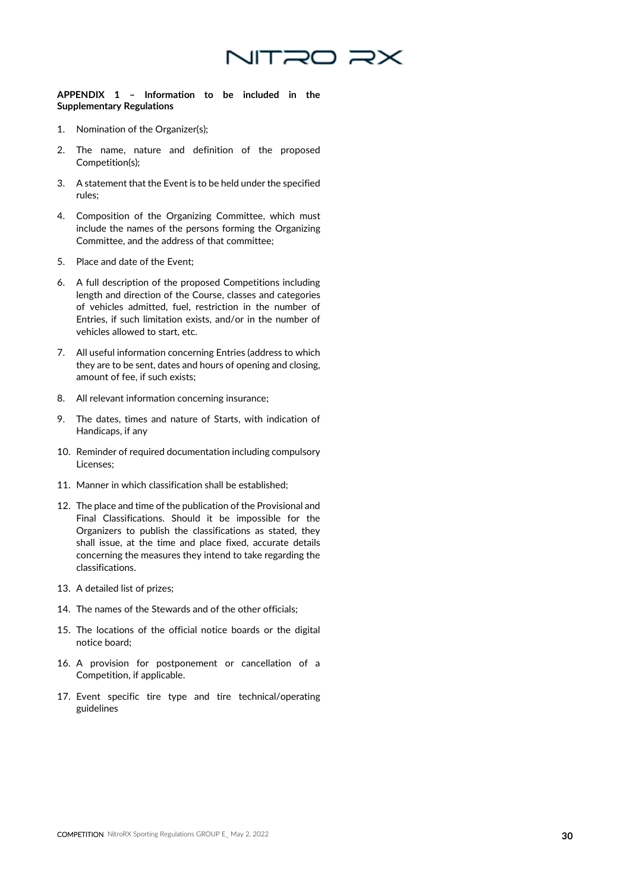**APPENDIX 1 – Information to be included in the Supplementary Regulations**

1. Nomination of the Organizer(s);
2. The name, nature and definition of the proposed Competition(s);
3. A statement that the Event is to be held under the specified rules;
4. Composition of the Organizing Committee, which must include the names of the persons forming the Organizing Committee, and the address of that committee;
5. Place and date of the Event;
6. A full description of the proposed Competitions including length and direction of the Course, classes and categories of vehicles admitted, fuel, restriction in the number of Entries, if such limitation exists, and/or in the number of vehicles allowed to start, etc.
7. All useful information concerning Entries (address to which they are to be sent, dates and hours of opening and closing, amount of fee, if such exists;
8. All relevant information concerning insurance;
9. The dates, times and nature of Starts, with indication of Handicaps, if any
10. Reminder of required documentation including compulsory Licenses;
11. Manner in which classification shall be established;
12. The place and time of the publication of the Provisional and Final Classifications. Should it be impossible for the Organizers to publish the classifications as stated, they shall issue, at the time and place fixed, accurate details concerning the measures they intend to take regarding the classifications.
13. A detailed list of prizes;
14. The names of the Stewards and of the other officials;
15. The locations of the official notice boards or the digital notice board;
16. A provision for postponement or cancellation of a Competition, if applicable.
17. Event specific tire type and tire technical/operating guidelines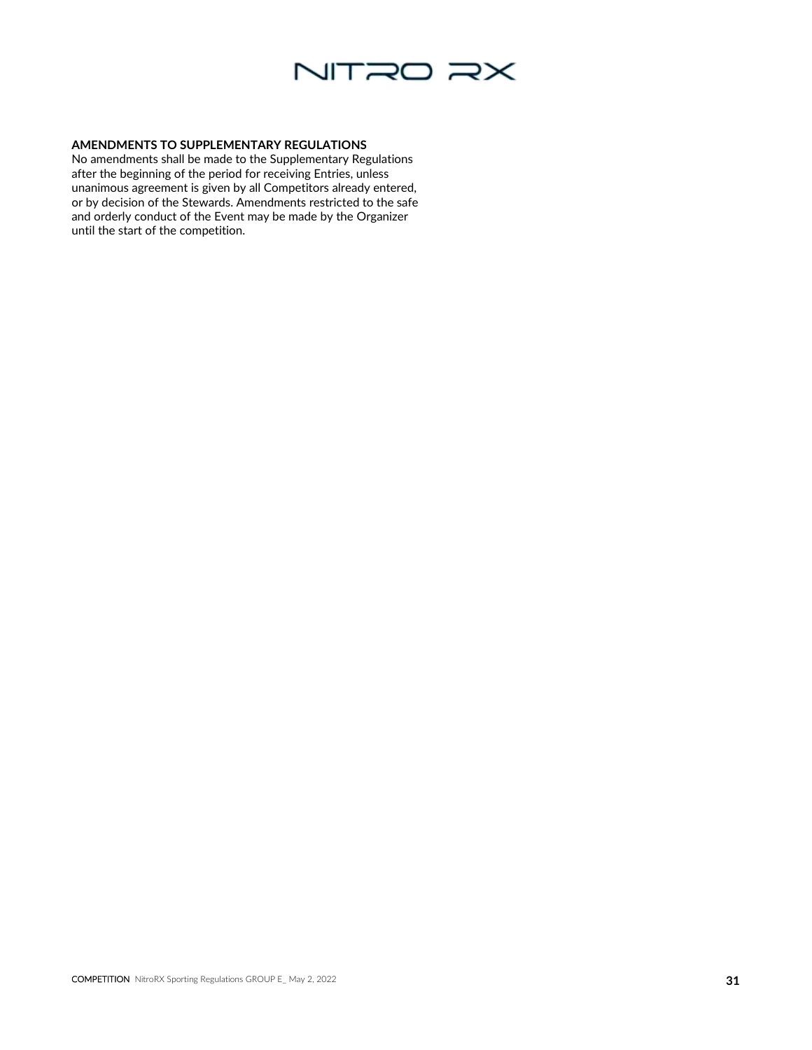**AMENDMENTS TO SUPPLEMENTARY REGULATIONS**

No amendments shall be made to the Supplementary Regulations after the beginning of the period for receiving Entries, unless unanimous agreement is given by all Competitors already entered, or by decision of the Stewards. Amendments restricted to the safe and orderly conduct of the Event may be made by the Organizer until the start of the competition.